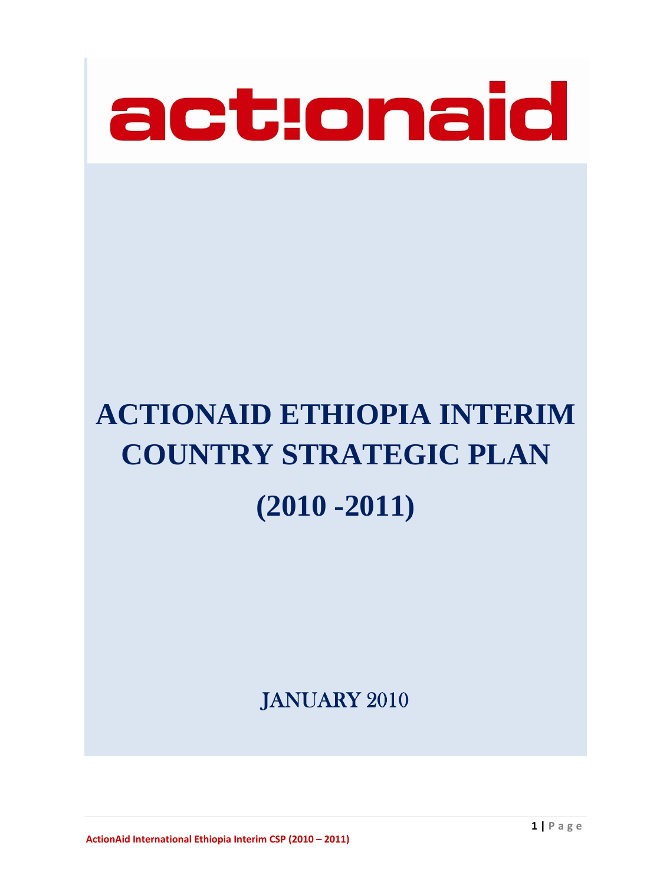actionaid

# ACTIONAID ETHIOPIA INTERIM COUNTRY STRATEGIC PLAN (2010 -2011)

JANUARY 2010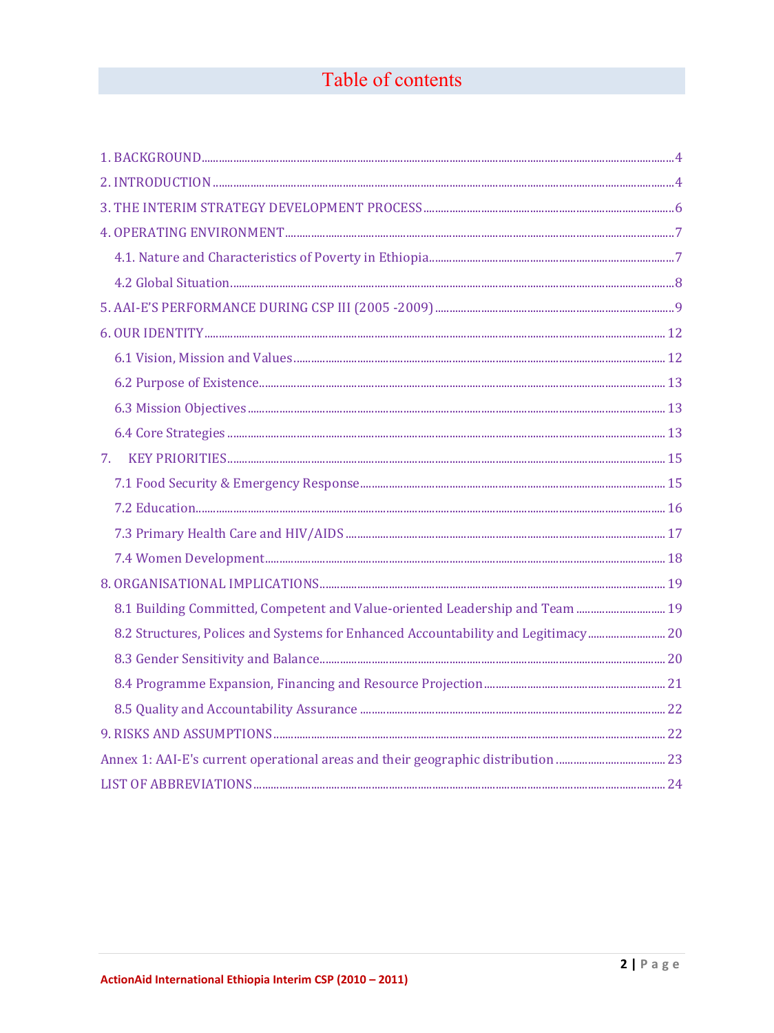# Table of contents

1. BACKGROUND ........................................................ 4
2. INTRODUCTION ........................................................ 4
3. THE INTERIM STRATEGY DEVELOPMENT PROCESS ........................................................ 6
4. OPERATING ENVIRONMENT ........................................................ 7
    - 4.1. Nature and Characteristics of Poverty in Ethiopia ........................................................ 7
    - 4.2 Global Situation ........................................................ 8
5. AAI-E'S PERFORMANCE DURING CSP III (2005 -2009) ........................................................ 9
6. OUR IDENTITY ........................................................ 12
    - 6.1 Vision, Mission and Values ........................................................ 12
    - 6.2 Purpose of Existence ........................................................ 13
    - 6.3 Mission Objectives ........................................................ 13
    - 6.4 Core Strategies ........................................................ 13
7. KEY PRIORITIES ........................................................ 15
    - 7.1 Food Security & Emergency Response ........................................................ 15
    - 7.2 Education ........................................................ 16
    - 7.3 Primary Health Care and HIV/AIDS ........................................................ 17
    - 7.4 Women Development ........................................................ 18
8. ORGANISATIONAL IMPLICATIONS ........................................................ 19
    - 8.1 Building Committed, Competent and Value-oriented Leadership and Team ........................................................ 19
    - 8.2 Structures, Polices and Systems for Enhanced Accountability and Legitimacy ........................................................ 20
    - 8.3 Gender Sensitivity and Balance ........................................................ 20
    - 8.4 Programme Expansion, Financing and Resource Projection ........................................................ 21
    - 8.5 Quality and Accountability Assurance ........................................................ 22
9. RISKS AND ASSUMPTIONS ........................................................ 22

Annex 1: AAI-E's current operational areas and their geographic distribution ........................................................ 23

LIST OF ABBREVIATIONS ........................................................ 24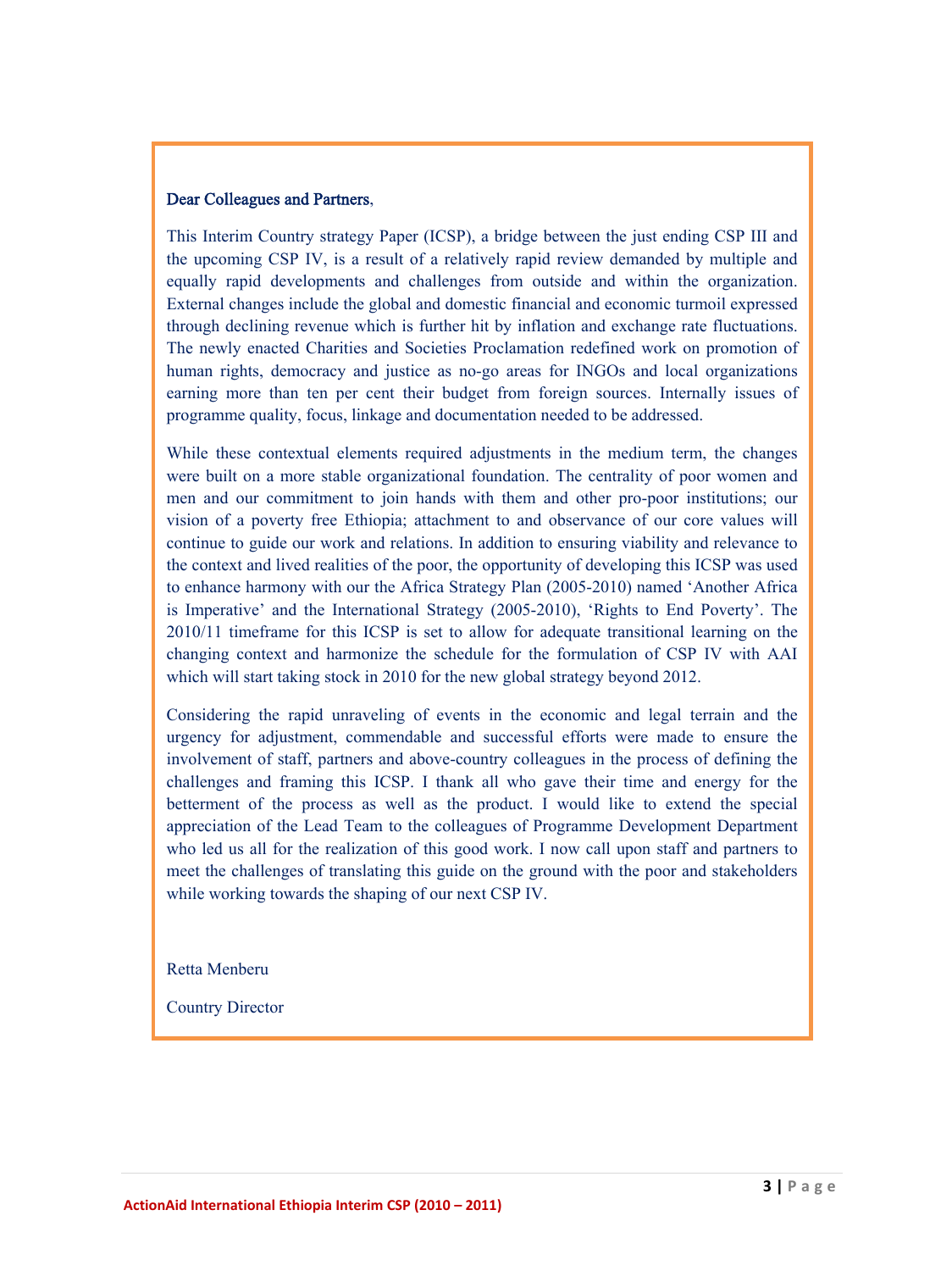**Dear Colleagues and Partners**,

This Interim Country strategy Paper (ICSP), a bridge between the just ending CSP III and the upcoming CSP IV, is a result of a relatively rapid review demanded by multiple and equally rapid developments and challenges from outside and within the organization. External changes include the global and domestic financial and economic turmoil expressed through declining revenue which is further hit by inflation and exchange rate fluctuations. The newly enacted Charities and Societies Proclamation redefined work on promotion of human rights, democracy and justice as no-go areas for INGOs and local organizations earning more than ten per cent their budget from foreign sources. Internally issues of programme quality, focus, linkage and documentation needed to be addressed.

While these contextual elements required adjustments in the medium term, the changes were built on a more stable organizational foundation. The centrality of poor women and men and our commitment to join hands with them and other pro-poor institutions; our vision of a poverty free Ethiopia; attachment to and observance of our core values will continue to guide our work and relations. In addition to ensuring viability and relevance to the context and lived realities of the poor, the opportunity of developing this ICSP was used to enhance harmony with our the Africa Strategy Plan (2005-2010) named 'Another Africa is Imperative' and the International Strategy (2005-2010), 'Rights to End Poverty'. The 2010/11 timeframe for this ICSP is set to allow for adequate transitional learning on the changing context and harmonize the schedule for the formulation of CSP IV with AAI which will start taking stock in 2010 for the new global strategy beyond 2012.

Considering the rapid unraveling of events in the economic and legal terrain and the urgency for adjustment, commendable and successful efforts were made to ensure the involvement of staff, partners and above-country colleagues in the process of defining the challenges and framing this ICSP. I thank all who gave their time and energy for the betterment of the process as well as the product. I would like to extend the special appreciation of the Lead Team to the colleagues of Programme Development Department who led us all for the realization of this good work. I now call upon staff and partners to meet the challenges of translating this guide on the ground with the poor and stakeholders while working towards the shaping of our next CSP IV.

Retta Menberu

Country Director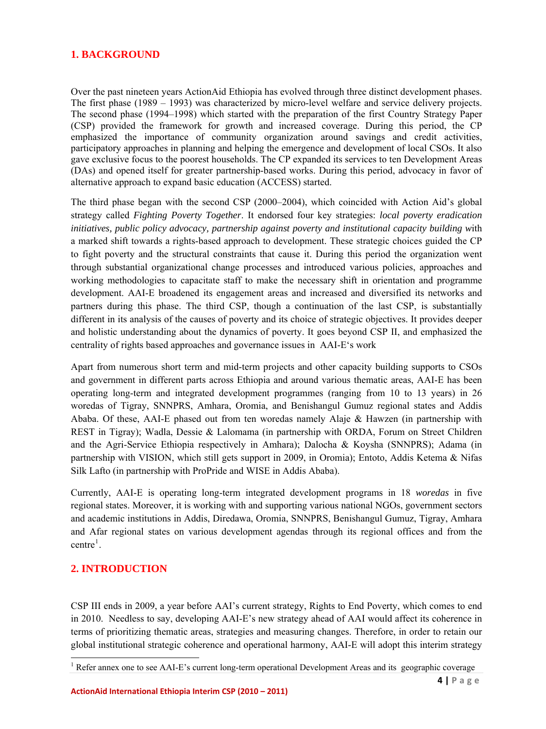## 1. BACKGROUND

Over the past nineteen years ActionAid Ethiopia has evolved through three distinct development phases. The first phase (1989 – 1993) was characterized by micro-level welfare and service delivery projects. The second phase (1994–1998) which started with the preparation of the first Country Strategy Paper (CSP) provided the framework for growth and increased coverage. During this period, the CP emphasized the importance of community organization around savings and credit activities, participatory approaches in planning and helping the emergence and development of local CSOs. It also gave exclusive focus to the poorest households. The CP expanded its services to ten Development Areas (DAs) and opened itself for greater partnership-based works. During this period, advocacy in favor of alternative approach to expand basic education (ACCESS) started.

The third phase began with the second CSP (2000–2004), which coincided with Action Aid's global strategy called *Fighting Poverty Together*. It endorsed four key strategies: *local poverty eradication initiatives, public policy advocacy, partnership against poverty and institutional capacity building* with a marked shift towards a rights-based approach to development. These strategic choices guided the CP to fight poverty and the structural constraints that cause it. During this period the organization went through substantial organizational change processes and introduced various policies, approaches and working methodologies to capacitate staff to make the necessary shift in orientation and programme development. AAI-E broadened its engagement areas and increased and diversified its networks and partners during this phase. The third CSP, though a continuation of the last CSP, is substantially different in its analysis of the causes of poverty and its choice of strategic objectives. It provides deeper and holistic understanding about the dynamics of poverty. It goes beyond CSP II, and emphasized the centrality of rights based approaches and governance issues in AAI-E's work

Apart from numerous short term and mid-term projects and other capacity building supports to CSOs and government in different parts across Ethiopia and around various thematic areas, AAI-E has been operating long-term and integrated development programmes (ranging from 10 to 13 years) in 26 woredas of Tigray, SNNPRS, Amhara, Oromia, and Benishangul Gumuz regional states and Addis Ababa. Of these, AAI-E phased out from ten woredas namely Alaje & Hawzen (in partnership with REST in Tigray); Wadla, Dessie & Lalomama (in partnership with ORDA, Forum on Street Children and the Agri-Service Ethiopia respectively in Amhara); Dalocha & Koysha (SNNPRS); Adama (in partnership with VISION, which still gets support in 2009, in Oromia); Entoto, Addis Ketema & Nifas Silk Lafto (in partnership with ProPride and WISE in Addis Ababa).

Currently, AAI-E is operating long-term integrated development programs in 18 *woredas* in five regional states. Moreover, it is working with and supporting various national NGOs, government sectors and academic institutions in Addis, Diredawa, Oromia, SNNPRS, Benishangul Gumuz, Tigray, Amhara and Afar regional states on various development agendas through its regional offices and from the centre[1].

## 2. INTRODUCTION

CSP III ends in 2009, a year before AAI's current strategy, Rights to End Poverty, which comes to end in 2010. Needless to say, developing AAI-E's new strategy ahead of AAI would affect its coherence in terms of prioritizing thematic areas, strategies and measuring changes. Therefore, in order to retain our global institutional strategic coherence and operational harmony, AAI-E will adopt this interim strategy

[1] Refer annex one to see AAI-E's current long-term operational Development Areas and its geographic coverage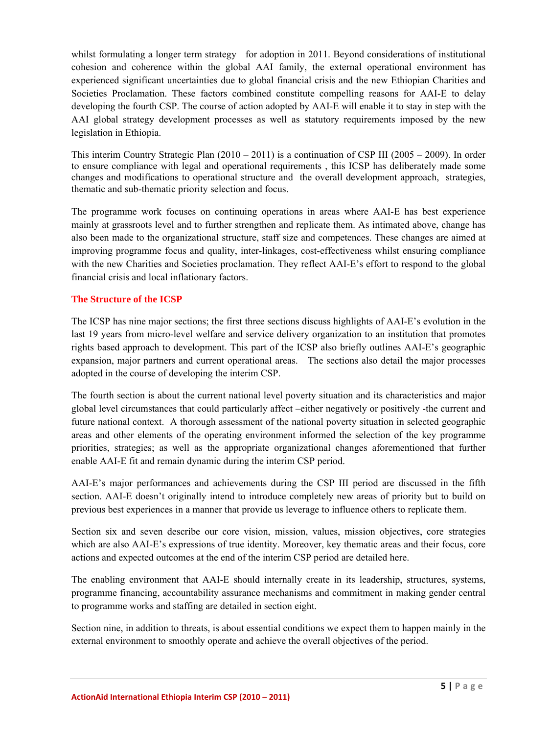whilst formulating a longer term strategy for adoption in 2011. Beyond considerations of institutional cohesion and coherence within the global AAI family, the external operational environment has experienced significant uncertainties due to global financial crisis and the new Ethiopian Charities and Societies Proclamation. These factors combined constitute compelling reasons for AAI-E to delay developing the fourth CSP. The course of action adopted by AAI-E will enable it to stay in step with the AAI global strategy development processes as well as statutory requirements imposed by the new legislation in Ethiopia.

This interim Country Strategic Plan (2010 – 2011) is a continuation of CSP III (2005 – 2009). In order to ensure compliance with legal and operational requirements , this ICSP has deliberately made some changes and modifications to operational structure and the overall development approach, strategies, thematic and sub-thematic priority selection and focus.

The programme work focuses on continuing operations in areas where AAI-E has best experience mainly at grassroots level and to further strengthen and replicate them. As intimated above, change has also been made to the organizational structure, staff size and competences. These changes are aimed at improving programme focus and quality, inter-linkages, cost-effectiveness whilst ensuring compliance with the new Charities and Societies proclamation. They reflect AAI-E's effort to respond to the global financial crisis and local inflationary factors.

## The Structure of the ICSP

The ICSP has nine major sections; the first three sections discuss highlights of AAI-E's evolution in the last 19 years from micro-level welfare and service delivery organization to an institution that promotes rights based approach to development. This part of the ICSP also briefly outlines AAI-E's geographic expansion, major partners and current operational areas. The sections also detail the major processes adopted in the course of developing the interim CSP.

The fourth section is about the current national level poverty situation and its characteristics and major global level circumstances that could particularly affect –either negatively or positively -the current and future national context. A thorough assessment of the national poverty situation in selected geographic areas and other elements of the operating environment informed the selection of the key programme priorities, strategies; as well as the appropriate organizational changes aforementioned that further enable AAI-E fit and remain dynamic during the interim CSP period.

AAI-E's major performances and achievements during the CSP III period are discussed in the fifth section. AAI-E doesn't originally intend to introduce completely new areas of priority but to build on previous best experiences in a manner that provide us leverage to influence others to replicate them.

Section six and seven describe our core vision, mission, values, mission objectives, core strategies which are also AAI-E's expressions of true identity. Moreover, key thematic areas and their focus, core actions and expected outcomes at the end of the interim CSP period are detailed here.

The enabling environment that AAI-E should internally create in its leadership, structures, systems, programme financing, accountability assurance mechanisms and commitment in making gender central to programme works and staffing are detailed in section eight.

Section nine, in addition to threats, is about essential conditions we expect them to happen mainly in the external environment to smoothly operate and achieve the overall objectives of the period.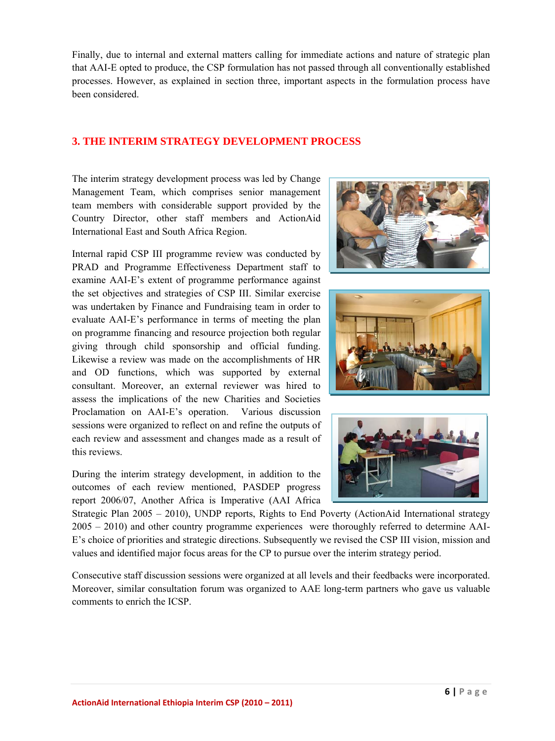Finally, due to internal and external matters calling for immediate actions and nature of strategic plan that AAI-E opted to produce, the CSP formulation has not passed through all conventionally established processes. However, as explained in section three, important aspects in the formulation process have been considered.

## 3. THE INTERIM STRATEGY DEVELOPMENT PROCESS

The interim strategy development process was led by Change Management Team, which comprises senior management team members with considerable support provided by the Country Director, other staff members and ActionAid International East and South Africa Region.

Internal rapid CSP III programme review was conducted by PRAD and Programme Effectiveness Department staff to examine AAI-E's extent of programme performance against the set objectives and strategies of CSP III. Similar exercise was undertaken by Finance and Fundraising team in order to evaluate AAI-E's performance in terms of meeting the plan on programme financing and resource projection both regular giving through child sponsorship and official funding. Likewise a review was made on the accomplishments of HR and OD functions, which was supported by external consultant. Moreover, an external reviewer was hired to assess the implications of the new Charities and Societies Proclamation on AAI-E's operation. Various discussion sessions were organized to reflect on and refine the outputs of each review and assessment and changes made as a result of this reviews.

During the interim strategy development, in addition to the outcomes of each review mentioned, PASDEP progress report 2006/07, Another Africa is Imperative (AAI Africa Strategic Plan 2005 – 2010), UNDP reports, Rights to End Poverty (ActionAid International strategy 2005 – 2010) and other country programme experiences were thoroughly referred to determine AAI-E's choice of priorities and strategic directions. Subsequently we revised the CSP III vision, mission and values and identified major focus areas for the CP to pursue over the interim strategy period.

Consecutive staff discussion sessions were organized at all levels and their feedbacks were incorporated. Moreover, similar consultation forum was organized to AAE long-term partners who gave us valuable comments to enrich the ICSP.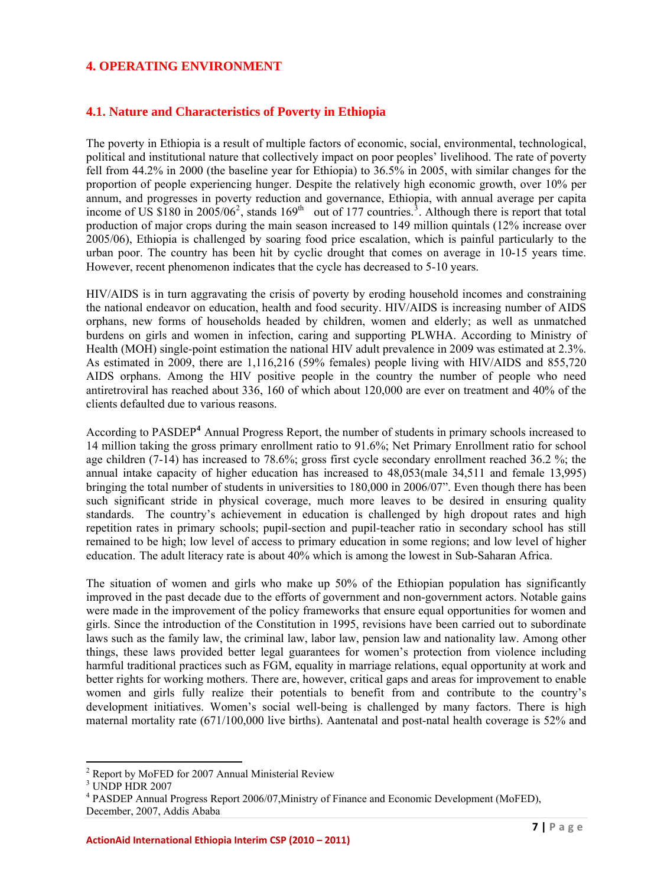# 4. OPERATING ENVIRONMENT

## 4.1. Nature and Characteristics of Poverty in Ethiopia

The poverty in Ethiopia is a result of multiple factors of economic, social, environmental, technological, political and institutional nature that collectively impact on poor peoples' livelihood. The rate of poverty fell from 44.2% in 2000 (the baseline year for Ethiopia) to 36.5% in 2005, with similar changes for the proportion of people experiencing hunger. Despite the relatively high economic growth, over 10% per annum, and progresses in poverty reduction and governance, Ethiopia, with annual average per capita income of US $180 in 2005/06[2], stands 169th out of 177 countries.[3]. Although there is report that total production of major crops during the main season increased to 149 million quintals (12% increase over 2005/06), Ethiopia is challenged by soaring food price escalation, which is painful particularly to the urban poor. The country has been hit by cyclic drought that comes on average in 10-15 years time. However, recent phenomenon indicates that the cycle has decreased to 5-10 years.

HIV/AIDS is in turn aggravating the crisis of poverty by eroding household incomes and constraining the national endeavor on education, health and food security. HIV/AIDS is increasing number of AIDS orphans, new forms of households headed by children, women and elderly; as well as unmatched burdens on girls and women in infection, caring and supporting PLWHA. According to Ministry of Health (MOH) single-point estimation the national HIV adult prevalence in 2009 was estimated at 2.3%. As estimated in 2009, there are 1,116,216 (59% females) people living with HIV/AIDS and 855,720 AIDS orphans. Among the HIV positive people in the country the number of people who need antiretroviral has reached about 336, 160 of which about 120,000 are ever on treatment and 40% of the clients defaulted due to various reasons.

According to PASDEP[4] Annual Progress Report, the number of students in primary schools increased to 14 million taking the gross primary enrollment ratio to 91.6%; Net Primary Enrollment ratio for school age children (7-14) has increased to 78.6%; gross first cycle secondary enrollment reached 36.2 %; the annual intake capacity of higher education has increased to 48,053(male 34,511 and female 13,995) bringing the total number of students in universities to 180,000 in 2006/07". Even though there has been such significant stride in physical coverage, much more leaves to be desired in ensuring quality standards. The country's achievement in education is challenged by high dropout rates and high repetition rates in primary schools; pupil-section and pupil-teacher ratio in secondary school has still remained to be high; low level of access to primary education in some regions; and low level of higher education. The adult literacy rate is about 40% which is among the lowest in Sub-Saharan Africa.

The situation of women and girls who make up 50% of the Ethiopian population has significantly improved in the past decade due to the efforts of government and non-government actors. Notable gains were made in the improvement of the policy frameworks that ensure equal opportunities for women and girls. Since the introduction of the Constitution in 1995, revisions have been carried out to subordinate laws such as the family law, the criminal law, labor law, pension law and nationality law. Among other things, these laws provided better legal guarantees for women's protection from violence including harmful traditional practices such as FGM, equality in marriage relations, equal opportunity at work and better rights for working mothers. There are, however, critical gaps and areas for improvement to enable women and girls fully realize their potentials to benefit from and contribute to the country's development initiatives. Women's social well-being is challenged by many factors. There is high maternal mortality rate (671/100,000 live births). Aantenatal and post-natal health coverage is 52% and

---

[2] Report by MoFED for 2007 Annual Ministerial Review

[3] UNDP HDR 2007

[4] PASDEP Annual Progress Report 2006/07,Ministry of Finance and Economic Development (MoFED), December, 2007, Addis Ababa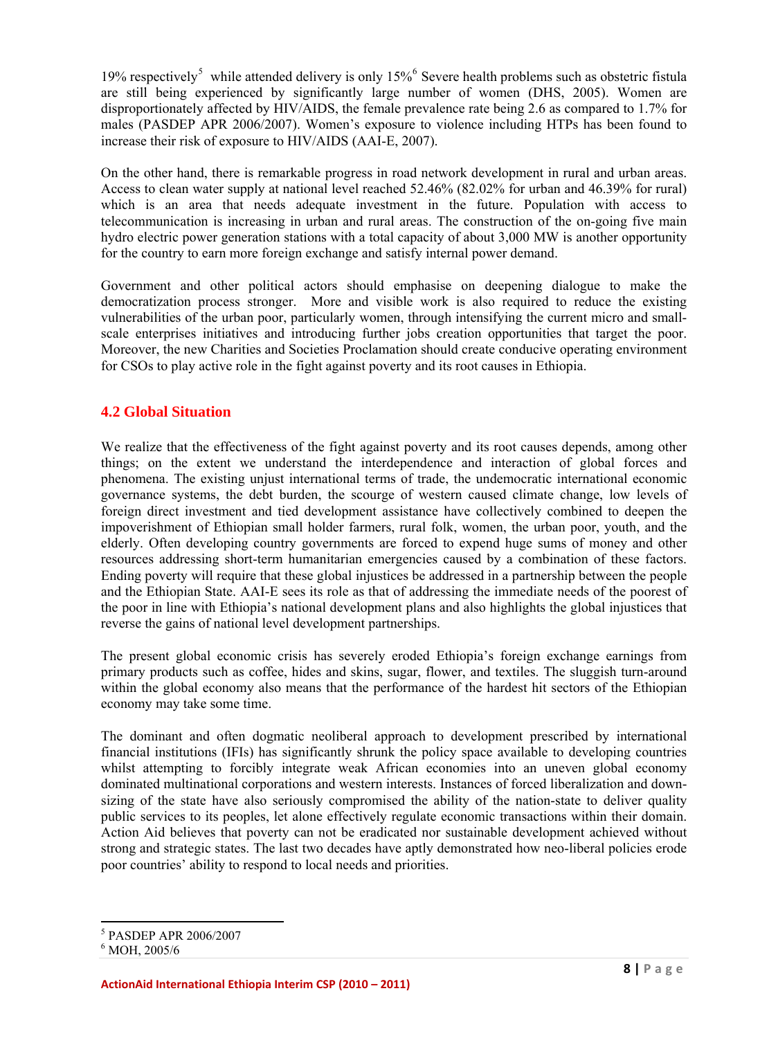19% respectively[5] while attended delivery is only 15%[6] Severe health problems such as obstetric fistula are still being experienced by significantly large number of women (DHS, 2005). Women are disproportionately affected by HIV/AIDS, the female prevalence rate being 2.6 as compared to 1.7% for males (PASDEP APR 2006/2007). Women's exposure to violence including HTPs has been found to increase their risk of exposure to HIV/AIDS (AAI-E, 2007).

On the other hand, there is remarkable progress in road network development in rural and urban areas. Access to clean water supply at national level reached 52.46% (82.02% for urban and 46.39% for rural) which is an area that needs adequate investment in the future. Population with access to telecommunication is increasing in urban and rural areas. The construction of the on-going five main hydro electric power generation stations with a total capacity of about 3,000 MW is another opportunity for the country to earn more foreign exchange and satisfy internal power demand.

Government and other political actors should emphasise on deepening dialogue to make the democratization process stronger. More and visible work is also required to reduce the existing vulnerabilities of the urban poor, particularly women, through intensifying the current micro and small-scale enterprises initiatives and introducing further jobs creation opportunities that target the poor. Moreover, the new Charities and Societies Proclamation should create conducive operating environment for CSOs to play active role in the fight against poverty and its root causes in Ethiopia.

## 4.2 Global Situation

We realize that the effectiveness of the fight against poverty and its root causes depends, among other things; on the extent we understand the interdependence and interaction of global forces and phenomena. The existing unjust international terms of trade, the undemocratic international economic governance systems, the debt burden, the scourge of western caused climate change, low levels of foreign direct investment and tied development assistance have collectively combined to deepen the impoverishment of Ethiopian small holder farmers, rural folk, women, the urban poor, youth, and the elderly. Often developing country governments are forced to expend huge sums of money and other resources addressing short-term humanitarian emergencies caused by a combination of these factors. Ending poverty will require that these global injustices be addressed in a partnership between the people and the Ethiopian State. AAI-E sees its role as that of addressing the immediate needs of the poorest of the poor in line with Ethiopia's national development plans and also highlights the global injustices that reverse the gains of national level development partnerships.

The present global economic crisis has severely eroded Ethiopia's foreign exchange earnings from primary products such as coffee, hides and skins, sugar, flower, and textiles. The sluggish turn-around within the global economy also means that the performance of the hardest hit sectors of the Ethiopian economy may take some time.

The dominant and often dogmatic neoliberal approach to development prescribed by international financial institutions (IFIs) has significantly shrunk the policy space available to developing countries whilst attempting to forcibly integrate weak African economies into an uneven global economy dominated multinational corporations and western interests. Instances of forced liberalization and down-sizing of the state have also seriously compromised the ability of the nation-state to deliver quality public services to its peoples, let alone effectively regulate economic transactions within their domain. Action Aid believes that poverty can not be eradicated nor sustainable development achieved without strong and strategic states. The last two decades have aptly demonstrated how neo-liberal policies erode poor countries' ability to respond to local needs and priorities.

[5] PASDEP APR 2006/2007

[6] MOH, 2005/6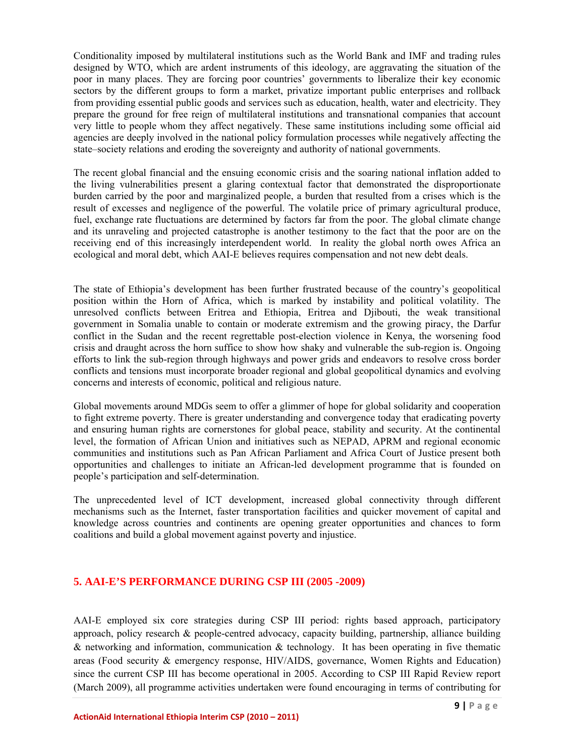Conditionality imposed by multilateral institutions such as the World Bank and IMF and trading rules designed by WTO, which are ardent instruments of this ideology, are aggravating the situation of the poor in many places. They are forcing poor countries' governments to liberalize their key economic sectors by the different groups to form a market, privatize important public enterprises and rollback from providing essential public goods and services such as education, health, water and electricity. They prepare the ground for free reign of multilateral institutions and transnational companies that account very little to people whom they affect negatively. These same institutions including some official aid agencies are deeply involved in the national policy formulation processes while negatively affecting the state–society relations and eroding the sovereignty and authority of national governments.

The recent global financial and the ensuing economic crisis and the soaring national inflation added to the living vulnerabilities present a glaring contextual factor that demonstrated the disproportionate burden carried by the poor and marginalized people, a burden that resulted from a crises which is the result of excesses and negligence of the powerful. The volatile price of primary agricultural produce, fuel, exchange rate fluctuations are determined by factors far from the poor. The global climate change and its unraveling and projected catastrophe is another testimony to the fact that the poor are on the receiving end of this increasingly interdependent world. In reality the global north owes Africa an ecological and moral debt, which AAI-E believes requires compensation and not new debt deals.

The state of Ethiopia's development has been further frustrated because of the country's geopolitical position within the Horn of Africa, which is marked by instability and political volatility. The unresolved conflicts between Eritrea and Ethiopia, Eritrea and Djibouti, the weak transitional government in Somalia unable to contain or moderate extremism and the growing piracy, the Darfur conflict in the Sudan and the recent regrettable post-election violence in Kenya, the worsening food crisis and draught across the horn suffice to show how shaky and vulnerable the sub-region is. Ongoing efforts to link the sub-region through highways and power grids and endeavors to resolve cross border conflicts and tensions must incorporate broader regional and global geopolitical dynamics and evolving concerns and interests of economic, political and religious nature.

Global movements around MDGs seem to offer a glimmer of hope for global solidarity and cooperation to fight extreme poverty. There is greater understanding and convergence today that eradicating poverty and ensuring human rights are cornerstones for global peace, stability and security. At the continental level, the formation of African Union and initiatives such as NEPAD, APRM and regional economic communities and institutions such as Pan African Parliament and Africa Court of Justice present both opportunities and challenges to initiate an African-led development programme that is founded on people's participation and self-determination.

The unprecedented level of ICT development, increased global connectivity through different mechanisms such as the Internet, faster transportation facilities and quicker movement of capital and knowledge across countries and continents are opening greater opportunities and chances to form coalitions and build a global movement against poverty and injustice.

## 5. AAI-E'S PERFORMANCE DURING CSP III (2005 -2009)

AAI-E employed six core strategies during CSP III period: rights based approach, participatory approach, policy research & people-centred advocacy, capacity building, partnership, alliance building & networking and information, communication & technology. It has been operating in five thematic areas (Food security & emergency response, HIV/AIDS, governance, Women Rights and Education) since the current CSP III has become operational in 2005. According to CSP III Rapid Review report (March 2009), all programme activities undertaken were found encouraging in terms of contributing for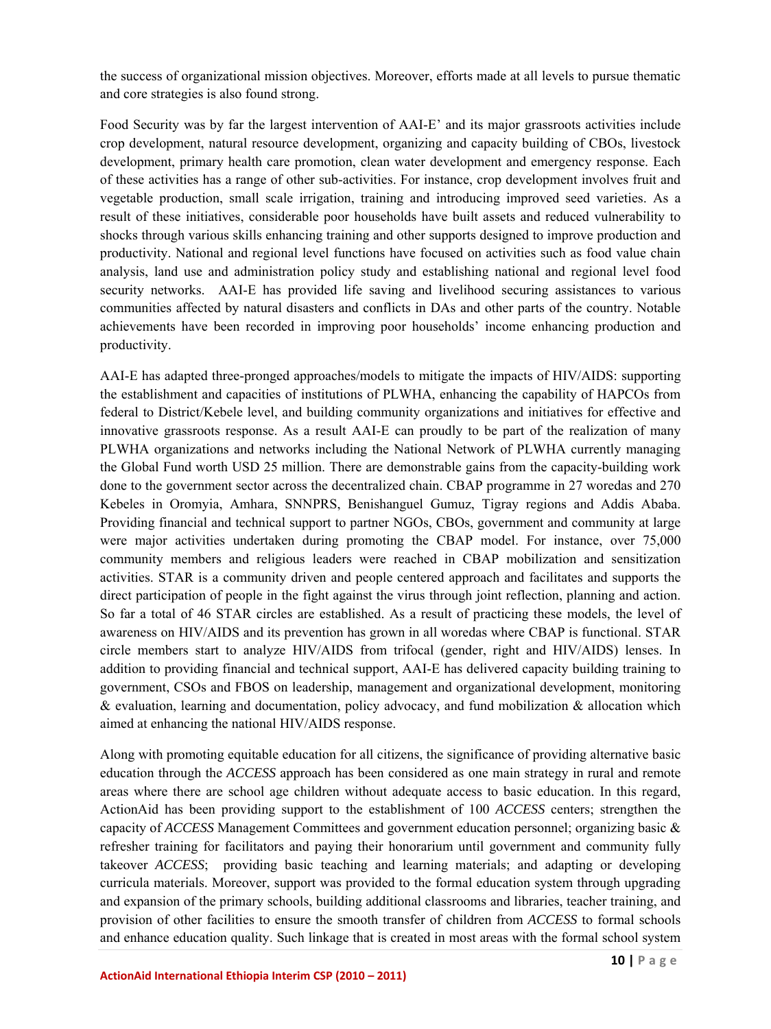the success of organizational mission objectives. Moreover, efforts made at all levels to pursue thematic and core strategies is also found strong.

Food Security was by far the largest intervention of AAI-E' and its major grassroots activities include crop development, natural resource development, organizing and capacity building of CBOs, livestock development, primary health care promotion, clean water development and emergency response. Each of these activities has a range of other sub-activities. For instance, crop development involves fruit and vegetable production, small scale irrigation, training and introducing improved seed varieties. As a result of these initiatives, considerable poor households have built assets and reduced vulnerability to shocks through various skills enhancing training and other supports designed to improve production and productivity. National and regional level functions have focused on activities such as food value chain analysis, land use and administration policy study and establishing national and regional level food security networks. AAI-E has provided life saving and livelihood securing assistances to various communities affected by natural disasters and conflicts in DAs and other parts of the country. Notable achievements have been recorded in improving poor households' income enhancing production and productivity.

AAI-E has adapted three-pronged approaches/models to mitigate the impacts of HIV/AIDS: supporting the establishment and capacities of institutions of PLWHA, enhancing the capability of HAPCOs from federal to District/Kebele level, and building community organizations and initiatives for effective and innovative grassroots response. As a result AAI-E can proudly to be part of the realization of many PLWHA organizations and networks including the National Network of PLWHA currently managing the Global Fund worth USD 25 million. There are demonstrable gains from the capacity-building work done to the government sector across the decentralized chain. CBAP programme in 27 woredas and 270 Kebeles in Oromyia, Amhara, SNNPRS, Benishanguel Gumuz, Tigray regions and Addis Ababa. Providing financial and technical support to partner NGOs, CBOs, government and community at large were major activities undertaken during promoting the CBAP model. For instance, over 75,000 community members and religious leaders were reached in CBAP mobilization and sensitization activities. STAR is a community driven and people centered approach and facilitates and supports the direct participation of people in the fight against the virus through joint reflection, planning and action. So far a total of 46 STAR circles are established. As a result of practicing these models, the level of awareness on HIV/AIDS and its prevention has grown in all woredas where CBAP is functional. STAR circle members start to analyze HIV/AIDS from trifocal (gender, right and HIV/AIDS) lenses. In addition to providing financial and technical support, AAI-E has delivered capacity building training to government, CSOs and FBOS on leadership, management and organizational development, monitoring & evaluation, learning and documentation, policy advocacy, and fund mobilization & allocation which aimed at enhancing the national HIV/AIDS response.

Along with promoting equitable education for all citizens, the significance of providing alternative basic education through the *ACCESS* approach has been considered as one main strategy in rural and remote areas where there are school age children without adequate access to basic education. In this regard, ActionAid has been providing support to the establishment of 100 *ACCESS* centers; strengthen the capacity of *ACCESS* Management Committees and government education personnel; organizing basic & refresher training for facilitators and paying their honorarium until government and community fully takeover *ACCESS*; providing basic teaching and learning materials; and adapting or developing curricula materials. Moreover, support was provided to the formal education system through upgrading and expansion of the primary schools, building additional classrooms and libraries, teacher training, and provision of other facilities to ensure the smooth transfer of children from *ACCESS* to formal schools and enhance education quality. Such linkage that is created in most areas with the formal school system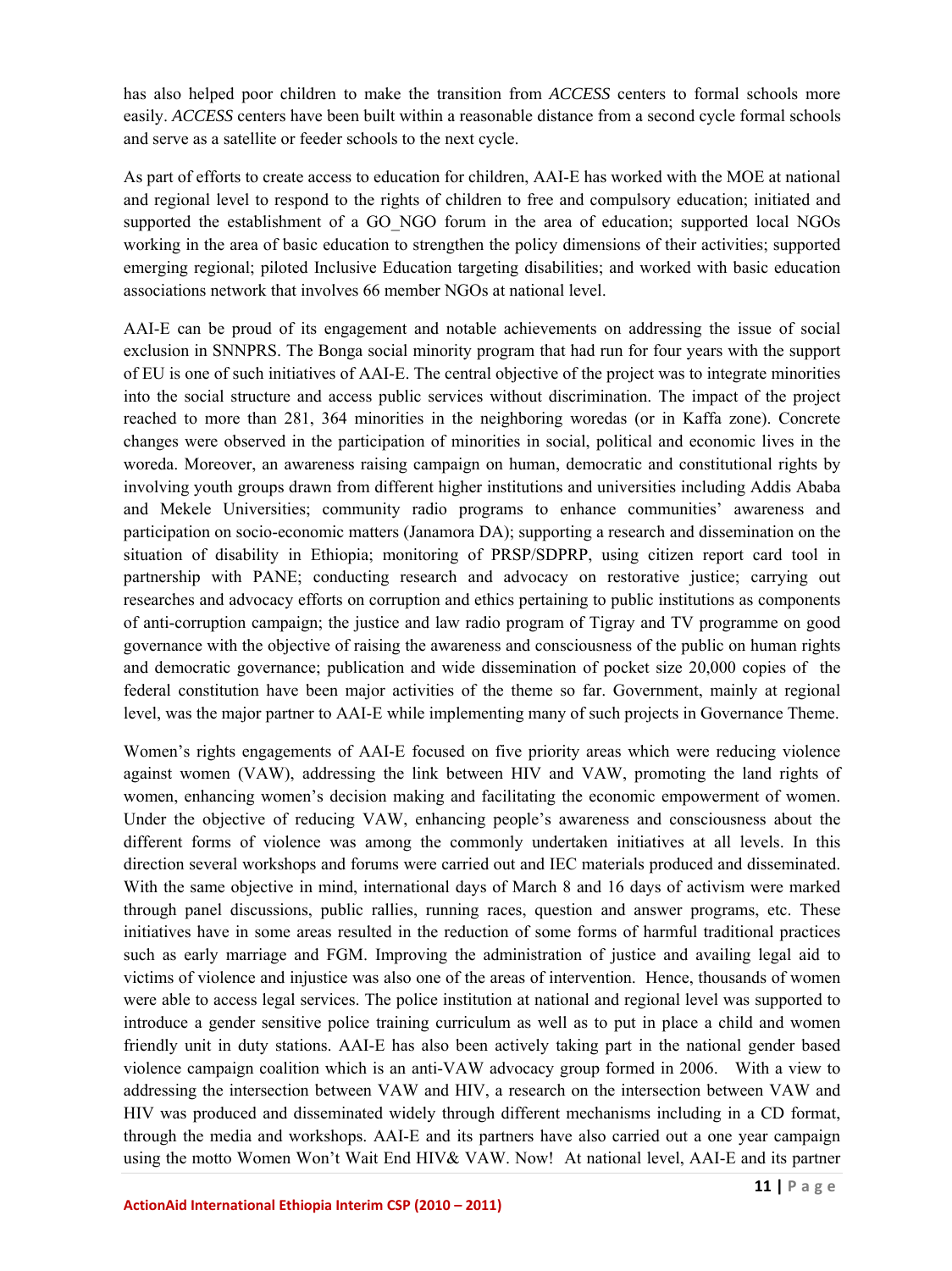has also helped poor children to make the transition from *ACCESS* centers to formal schools more easily. *ACCESS* centers have been built within a reasonable distance from a second cycle formal schools and serve as a satellite or feeder schools to the next cycle.

As part of efforts to create access to education for children, AAI-E has worked with the MOE at national and regional level to respond to the rights of children to free and compulsory education; initiated and supported the establishment of a GO_NGO forum in the area of education; supported local NGOs working in the area of basic education to strengthen the policy dimensions of their activities; supported emerging regional; piloted Inclusive Education targeting disabilities; and worked with basic education associations network that involves 66 member NGOs at national level.

AAI-E can be proud of its engagement and notable achievements on addressing the issue of social exclusion in SNNPRS. The Bonga social minority program that had run for four years with the support of EU is one of such initiatives of AAI-E. The central objective of the project was to integrate minorities into the social structure and access public services without discrimination. The impact of the project reached to more than 281, 364 minorities in the neighboring woredas (or in Kaffa zone). Concrete changes were observed in the participation of minorities in social, political and economic lives in the woreda. Moreover, an awareness raising campaign on human, democratic and constitutional rights by involving youth groups drawn from different higher institutions and universities including Addis Ababa and Mekele Universities; community radio programs to enhance communities' awareness and participation on socio-economic matters (Janamora DA); supporting a research and dissemination on the situation of disability in Ethiopia; monitoring of PRSP/SDPRP, using citizen report card tool in partnership with PANE; conducting research and advocacy on restorative justice; carrying out researches and advocacy efforts on corruption and ethics pertaining to public institutions as components of anti-corruption campaign; the justice and law radio program of Tigray and TV programme on good governance with the objective of raising the awareness and consciousness of the public on human rights and democratic governance; publication and wide dissemination of pocket size 20,000 copies of the federal constitution have been major activities of the theme so far. Government, mainly at regional level, was the major partner to AAI-E while implementing many of such projects in Governance Theme.

Women's rights engagements of AAI-E focused on five priority areas which were reducing violence against women (VAW), addressing the link between HIV and VAW, promoting the land rights of women, enhancing women's decision making and facilitating the economic empowerment of women. Under the objective of reducing VAW, enhancing people's awareness and consciousness about the different forms of violence was among the commonly undertaken initiatives at all levels. In this direction several workshops and forums were carried out and IEC materials produced and disseminated. With the same objective in mind, international days of March 8 and 16 days of activism were marked through panel discussions, public rallies, running races, question and answer programs, etc. These initiatives have in some areas resulted in the reduction of some forms of harmful traditional practices such as early marriage and FGM. Improving the administration of justice and availing legal aid to victims of violence and injustice was also one of the areas of intervention. Hence, thousands of women were able to access legal services. The police institution at national and regional level was supported to introduce a gender sensitive police training curriculum as well as to put in place a child and women friendly unit in duty stations. AAI-E has also been actively taking part in the national gender based violence campaign coalition which is an anti-VAW advocacy group formed in 2006. With a view to addressing the intersection between VAW and HIV, a research on the intersection between VAW and HIV was produced and disseminated widely through different mechanisms including in a CD format, through the media and workshops. AAI-E and its partners have also carried out a one year campaign using the motto Women Won't Wait End HIV& VAW. Now! At national level, AAI-E and its partner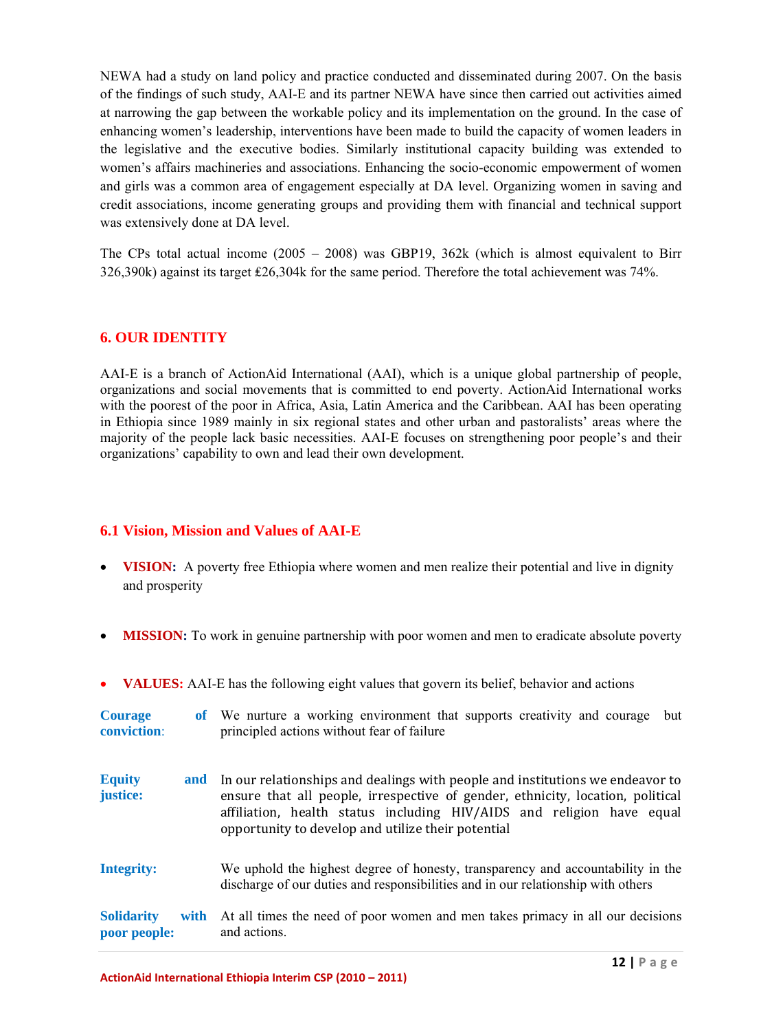NEWA had a study on land policy and practice conducted and disseminated during 2007. On the basis of the findings of such study, AAI-E and its partner NEWA have since then carried out activities aimed at narrowing the gap between the workable policy and its implementation on the ground. In the case of enhancing women's leadership, interventions have been made to build the capacity of women leaders in the legislative and the executive bodies. Similarly institutional capacity building was extended to women's affairs machineries and associations. Enhancing the socio-economic empowerment of women and girls was a common area of engagement especially at DA level. Organizing women in saving and credit associations, income generating groups and providing them with financial and technical support was extensively done at DA level.

The CPs total actual income (2005 – 2008) was GBP19, 362k (which is almost equivalent to Birr 326,390k) against its target £26,304k for the same period. Therefore the total achievement was 74%.

## 6. OUR IDENTITY

AAI-E is a branch of ActionAid International (AAI), which is a unique global partnership of people, organizations and social movements that is committed to end poverty. ActionAid International works with the poorest of the poor in Africa, Asia, Latin America and the Caribbean. AAI has been operating in Ethiopia since 1989 mainly in six regional states and other urban and pastoralists' areas where the majority of the people lack basic necessities. AAI-E focuses on strengthening poor people's and their organizations' capability to own and lead their own development.

### 6.1 Vision, Mission and Values of AAI-E

- **VISION:** A poverty free Ethiopia where women and men realize their potential and live in dignity and prosperity
- **MISSION:** To work in genuine partnership with poor women and men to eradicate absolute poverty
- **VALUES:** AAI-E has the following eight values that govern its belief, behavior and actions

**Courage of conviction**: We nurture a working environment that supports creativity and courage but principled actions without fear of failure

**Equity and justice:** In our relationships and dealings with people and institutions we endeavor to ensure that all people, irrespective of gender, ethnicity, location, political affiliation, health status including HIV/AIDS and religion have equal opportunity to develop and utilize their potential

**Integrity:** We uphold the highest degree of honesty, transparency and accountability in the discharge of our duties and responsibilities and in our relationship with others

**Solidarity with poor people:** At all times the need of poor women and men takes primacy in all our decisions and actions.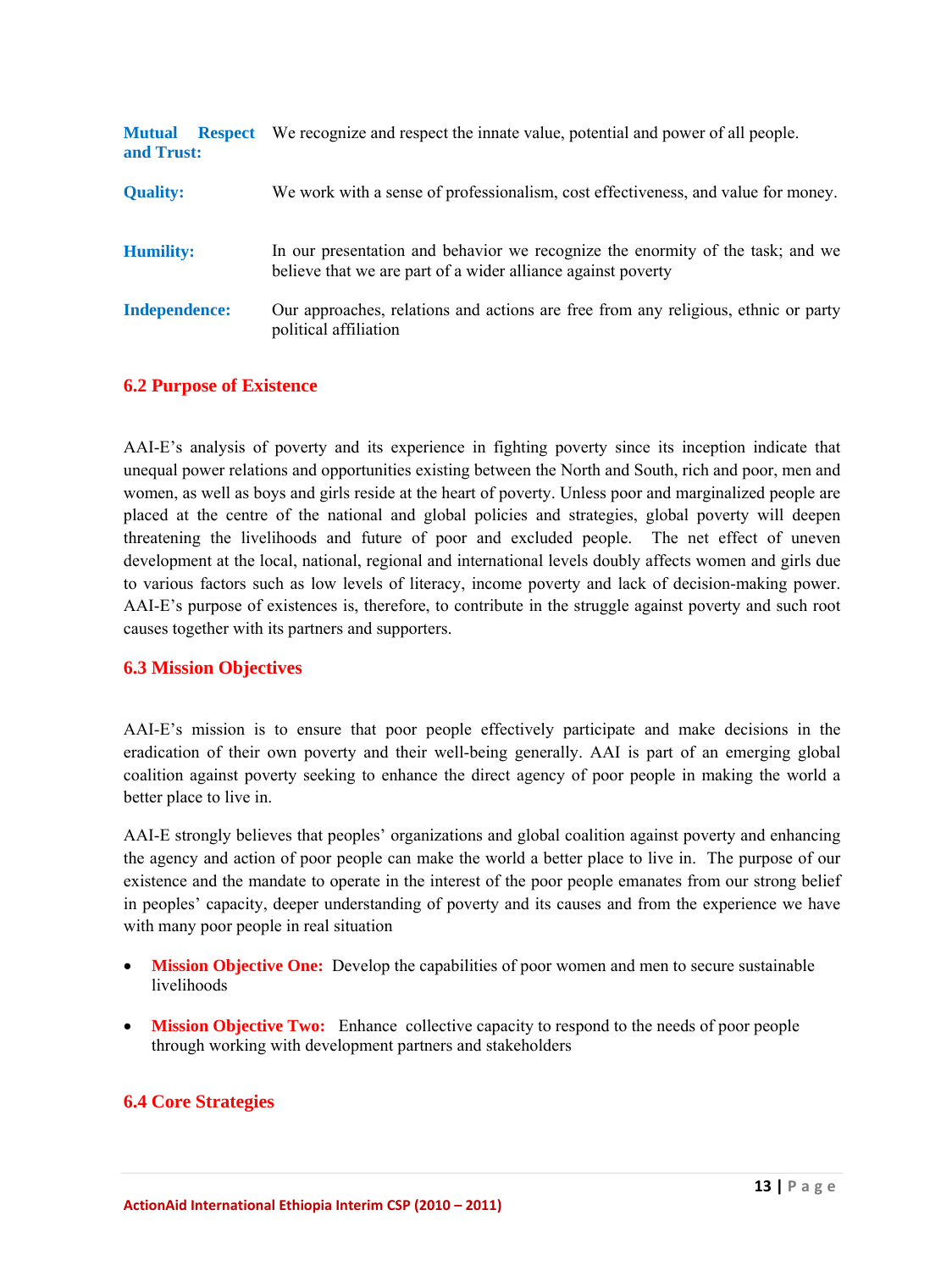**Mutual Respect and Trust:** We recognize and respect the innate value, potential and power of all people.

**Quality:** We work with a sense of professionalism, cost effectiveness, and value for money.

**Humility:** In our presentation and behavior we recognize the enormity of the task; and we believe that we are part of a wider alliance against poverty

**Independence:** Our approaches, relations and actions are free from any religious, ethnic or party political affiliation

## 6.2 Purpose of Existence

AAI-E's analysis of poverty and its experience in fighting poverty since its inception indicate that unequal power relations and opportunities existing between the North and South, rich and poor, men and women, as well as boys and girls reside at the heart of poverty. Unless poor and marginalized people are placed at the centre of the national and global policies and strategies, global poverty will deepen threatening the livelihoods and future of poor and excluded people. The net effect of uneven development at the local, national, regional and international levels doubly affects women and girls due to various factors such as low levels of literacy, income poverty and lack of decision-making power. AAI-E's purpose of existences is, therefore, to contribute in the struggle against poverty and such root causes together with its partners and supporters.

## 6.3 Mission Objectives

AAI-E's mission is to ensure that poor people effectively participate and make decisions in the eradication of their own poverty and their well-being generally. AAI is part of an emerging global coalition against poverty seeking to enhance the direct agency of poor people in making the world a better place to live in.

AAI-E strongly believes that peoples' organizations and global coalition against poverty and enhancing the agency and action of poor people can make the world a better place to live in. The purpose of our existence and the mandate to operate in the interest of the poor people emanates from our strong belief in peoples' capacity, deeper understanding of poverty and its causes and from the experience we have with many poor people in real situation

- **Mission Objective One:** Develop the capabilities of poor women and men to secure sustainable livelihoods
- **Mission Objective Two:** Enhance collective capacity to respond to the needs of poor people through working with development partners and stakeholders

## 6.4 Core Strategies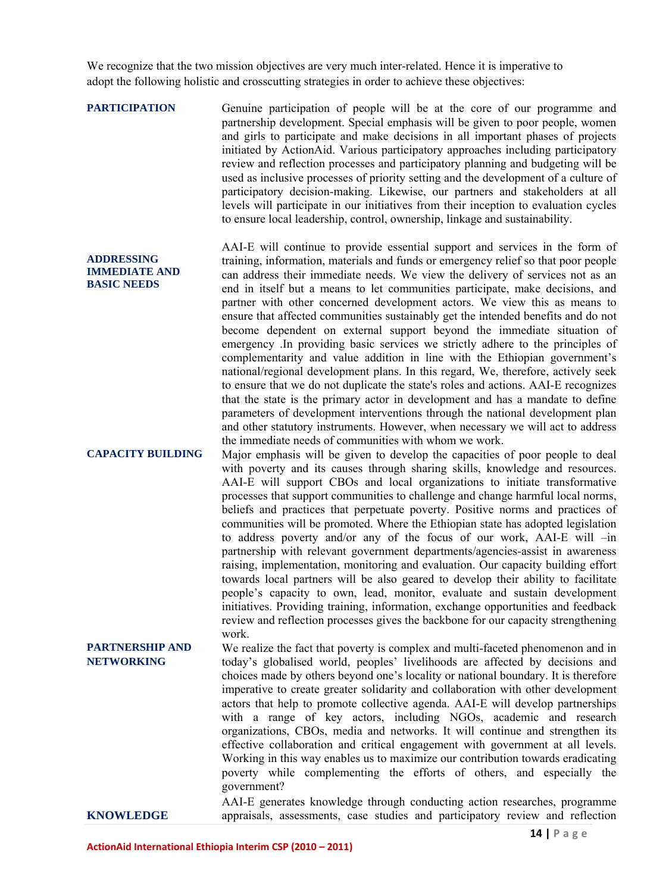We recognize that the two mission objectives are very much inter-related. Hence it is imperative to adopt the following holistic and crosscutting strategies in order to achieve these objectives:

**PARTICIPATION**

Genuine participation of people will be at the core of our programme and partnership development. Special emphasis will be given to poor people, women and girls to participate and make decisions in all important phases of projects initiated by ActionAid. Various participatory approaches including participatory review and reflection processes and participatory planning and budgeting will be used as inclusive processes of priority setting and the development of a culture of participatory decision-making. Likewise, our partners and stakeholders at all levels will participate in our initiatives from their inception to evaluation cycles to ensure local leadership, control, ownership, linkage and sustainability.

**ADDRESSING IMMEDIATE AND BASIC NEEDS**

AAI-E will continue to provide essential support and services in the form of training, information, materials and funds or emergency relief so that poor people can address their immediate needs. We view the delivery of services not as an end in itself but a means to let communities participate, make decisions, and partner with other concerned development actors. We view this as means to ensure that affected communities sustainably get the intended benefits and do not become dependent on external support beyond the immediate situation of emergency .In providing basic services we strictly adhere to the principles of complementarity and value addition in line with the Ethiopian government's national/regional development plans. In this regard, We, therefore, actively seek to ensure that we do not duplicate the state's roles and actions. AAI-E recognizes that the state is the primary actor in development and has a mandate to define parameters of development interventions through the national development plan and other statutory instruments. However, when necessary we will act to address the immediate needs of communities with whom we work.

**CAPACITY BUILDING**

Major emphasis will be given to develop the capacities of poor people to deal with poverty and its causes through sharing skills, knowledge and resources. AAI-E will support CBOs and local organizations to initiate transformative processes that support communities to challenge and change harmful local norms, beliefs and practices that perpetuate poverty. Positive norms and practices of communities will be promoted. Where the Ethiopian state has adopted legislation to address poverty and/or any of the focus of our work, AAI-E will –in partnership with relevant government departments/agencies-assist in awareness raising, implementation, monitoring and evaluation. Our capacity building effort towards local partners will be also geared to develop their ability to facilitate people's capacity to own, lead, monitor, evaluate and sustain development initiatives. Providing training, information, exchange opportunities and feedback review and reflection processes gives the backbone for our capacity strengthening work.

**PARTNERSHIP AND NETWORKING**

We realize the fact that poverty is complex and multi-faceted phenomenon and in today's globalised world, peoples' livelihoods are affected by decisions and choices made by others beyond one's locality or national boundary. It is therefore imperative to create greater solidarity and collaboration with other development actors that help to promote collective agenda. AAI-E will develop partnerships with a range of key actors, including NGOs, academic and research organizations, CBOs, media and networks. It will continue and strengthen its effective collaboration and critical engagement with government at all levels. Working in this way enables us to maximize our contribution towards eradicating poverty while complementing the efforts of others, and especially the government?

**KNOWLEDGE**

AAI-E generates knowledge through conducting action researches, programme appraisals, assessments, case studies and participatory review and reflection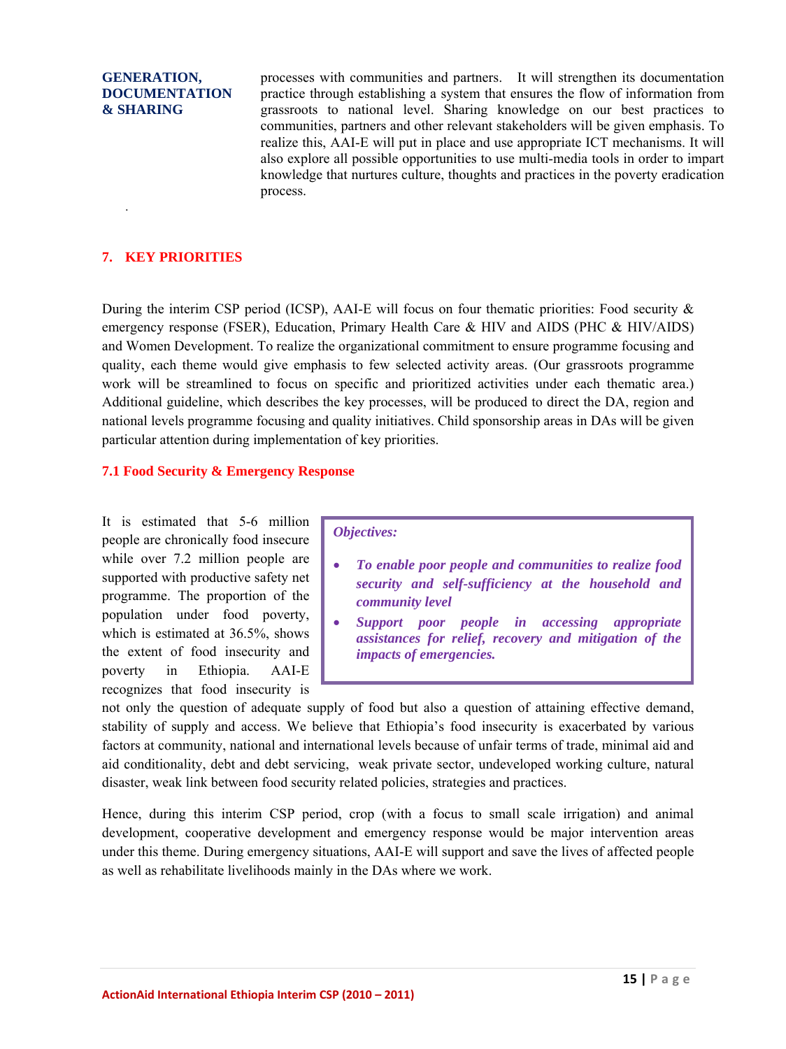**GENERATION, DOCUMENTATION & SHARING**

processes with communities and partners. It will strengthen its documentation practice through establishing a system that ensures the flow of information from grassroots to national level. Sharing knowledge on our best practices to communities, partners and other relevant stakeholders will be given emphasis. To realize this, AAI-E will put in place and use appropriate ICT mechanisms. It will also explore all possible opportunities to use multi-media tools in order to impart knowledge that nurtures culture, thoughts and practices in the poverty eradication process.

## 7. KEY PRIORITIES

During the interim CSP period (ICSP), AAI-E will focus on four thematic priorities: Food security & emergency response (FSER), Education, Primary Health Care & HIV and AIDS (PHC & HIV/AIDS) and Women Development. To realize the organizational commitment to ensure programme focusing and quality, each theme would give emphasis to few selected activity areas. (Our grassroots programme work will be streamlined to focus on specific and prioritized activities under each thematic area.) Additional guideline, which describes the key processes, will be produced to direct the DA, region and national levels programme focusing and quality initiatives. Child sponsorship areas in DAs will be given particular attention during implementation of key priorities.

### 7.1 Food Security & Emergency Response

***Objectives:***

- ***To enable poor people and communities to realize food security and self-sufficiency at the household and community level***
- ***Support poor people in accessing appropriate assistances for relief, recovery and mitigation of the impacts of emergencies.***

It is estimated that 5-6 million people are chronically food insecure while over 7.2 million people are supported with productive safety net programme. The proportion of the population under food poverty, which is estimated at 36.5%, shows the extent of food insecurity and poverty in Ethiopia. AAI-E recognizes that food insecurity is not only the question of adequate supply of food but also a question of attaining effective demand, stability of supply and access. We believe that Ethiopia's food insecurity is exacerbated by various factors at community, national and international levels because of unfair terms of trade, minimal aid and aid conditionality, debt and debt servicing, weak private sector, undeveloped working culture, natural disaster, weak link between food security related policies, strategies and practices.

Hence, during this interim CSP period, crop (with a focus to small scale irrigation) and animal development, cooperative development and emergency response would be major intervention areas under this theme. During emergency situations, AAI-E will support and save the lives of affected people as well as rehabilitate livelihoods mainly in the DAs where we work.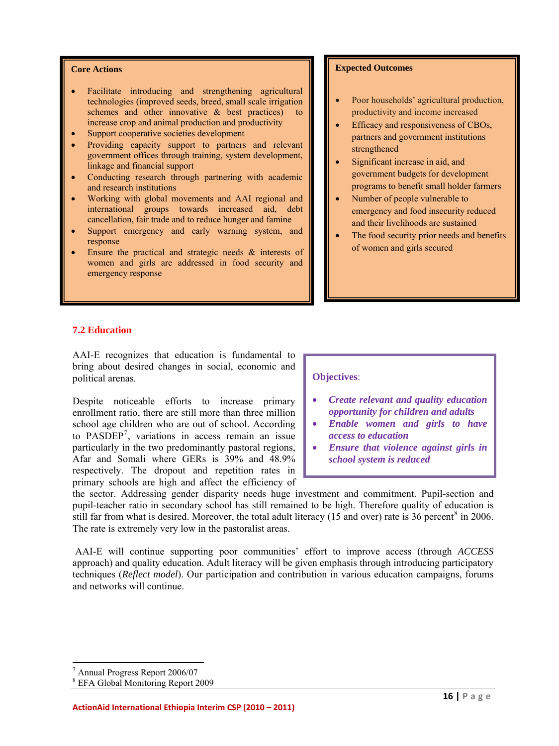**Core Actions**

- Facilitate introducing and strengthening agricultural technologies (improved seeds, breed, small scale irrigation schemes and other innovative & best practices) to increase crop and animal production and productivity
- Support cooperative societies development
- Providing capacity support to partners and relevant government offices through training, system development, linkage and financial support
- Conducting research through partnering with academic and research institutions
- Working with global movements and AAI regional and international groups towards increased aid, debt cancellation, fair trade and to reduce hunger and famine
- Support emergency and early warning system, and response
- Ensure the practical and strategic needs & interests of women and girls are addressed in food security and emergency response

**Expected Outcomes**

- Poor households' agricultural production, productivity and income increased
- Efficacy and responsiveness of CBOs, partners and government institutions strengthened
- Significant increase in aid, and government budgets for development programs to benefit small holder farmers
- Number of people vulnerable to emergency and food insecurity reduced and their livelihoods are sustained
- The food security prior needs and benefits of women and girls secured

## 7.2 Education

AAI-E recognizes that education is fundamental to bring about desired changes in social, economic and political arenas.

Despite noticeable efforts to increase primary enrollment ratio, there are still more than three million school age children who are out of school. According to PASDEP[7], variations in access remain an issue particularly in the two predominantly pastoral regions, Afar and Somali where GERs is 39% and 48.9% respectively. The dropout and repetition rates in primary schools are high and affect the efficiency of the sector. Addressing gender disparity needs huge investment and commitment. Pupil-section and pupil-teacher ratio in secondary school has still remained to be high. Therefore quality of education is still far from what is desired. Moreover, the total adult literacy (15 and over) rate is 36 percent[8] in 2006. The rate is extremely very low in the pastoralist areas.

**Objectives**:

- ***Create relevant and quality education opportunity for children and adults***
- ***Enable women and girls to have access to education***
- ***Ensure that violence against girls in school system is reduced***

AAI-E will continue supporting poor communities' effort to improve access (through *ACCESS* approach) and quality education. Adult literacy will be given emphasis through introducing participatory techniques (*Reflect model*). Our participation and contribution in various education campaigns, forums and networks will continue.

---

[7] Annual Progress Report 2006/07

[8] EFA Global Monitoring Report 2009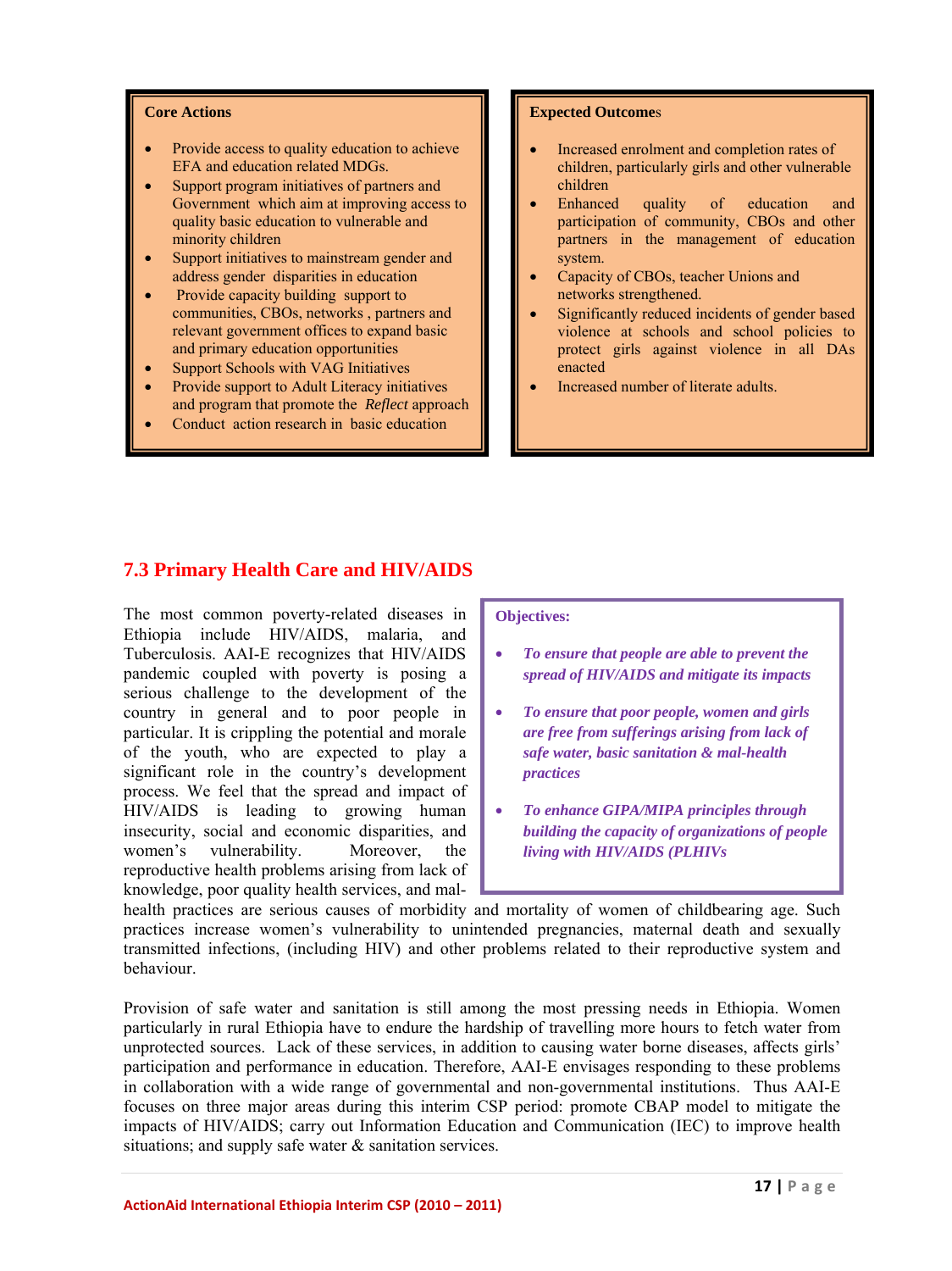**Core Actions**

- Provide access to quality education to achieve EFA and education related MDGs.
- Support program initiatives of partners and Government which aim at improving access to quality basic education to vulnerable and minority children
- Support initiatives to mainstream gender and address gender disparities in education
- Provide capacity building support to communities, CBOs, networks , partners and relevant government offices to expand basic and primary education opportunities
- Support Schools with VAG Initiatives
- Provide support to Adult Literacy initiatives and program that promote the *Reflect* approach
- Conduct action research in basic education

**Expected Outcomes**

- Increased enrolment and completion rates of children, particularly girls and other vulnerable children
- Enhanced quality of education and participation of community, CBOs and other partners in the management of education system.
- Capacity of CBOs, teacher Unions and networks strengthened.
- Significantly reduced incidents of gender based violence at schools and school policies to protect girls against violence in all DAs enacted
- Increased number of literate adults.

## 7.3 Primary Health Care and HIV/AIDS

**Objectives:**

- *To ensure that people are able to prevent the spread of HIV/AIDS and mitigate its impacts*
- *To ensure that poor people, women and girls are free from sufferings arising from lack of safe water, basic sanitation & mal-health practices*
- *To enhance GIPA/MIPA principles through building the capacity of organizations of people living with HIV/AIDS (PLHIVs*

The most common poverty-related diseases in Ethiopia include HIV/AIDS, malaria, and Tuberculosis. AAI-E recognizes that HIV/AIDS pandemic coupled with poverty is posing a serious challenge to the development of the country in general and to poor people in particular. It is crippling the potential and morale of the youth, who are expected to play a significant role in the country's development process. We feel that the spread and impact of HIV/AIDS is leading to growing human insecurity, social and economic disparities, and women's vulnerability. Moreover, the reproductive health problems arising from lack of knowledge, poor quality health services, and mal-health practices are serious causes of morbidity and mortality of women of childbearing age. Such practices increase women's vulnerability to unintended pregnancies, maternal death and sexually transmitted infections, (including HIV) and other problems related to their reproductive system and behaviour.

Provision of safe water and sanitation is still among the most pressing needs in Ethiopia. Women particularly in rural Ethiopia have to endure the hardship of travelling more hours to fetch water from unprotected sources. Lack of these services, in addition to causing water borne diseases, affects girls' participation and performance in education. Therefore, AAI-E envisages responding to these problems in collaboration with a wide range of governmental and non-governmental institutions. Thus AAI-E focuses on three major areas during this interim CSP period: promote CBAP model to mitigate the impacts of HIV/AIDS; carry out Information Education and Communication (IEC) to improve health situations; and supply safe water & sanitation services.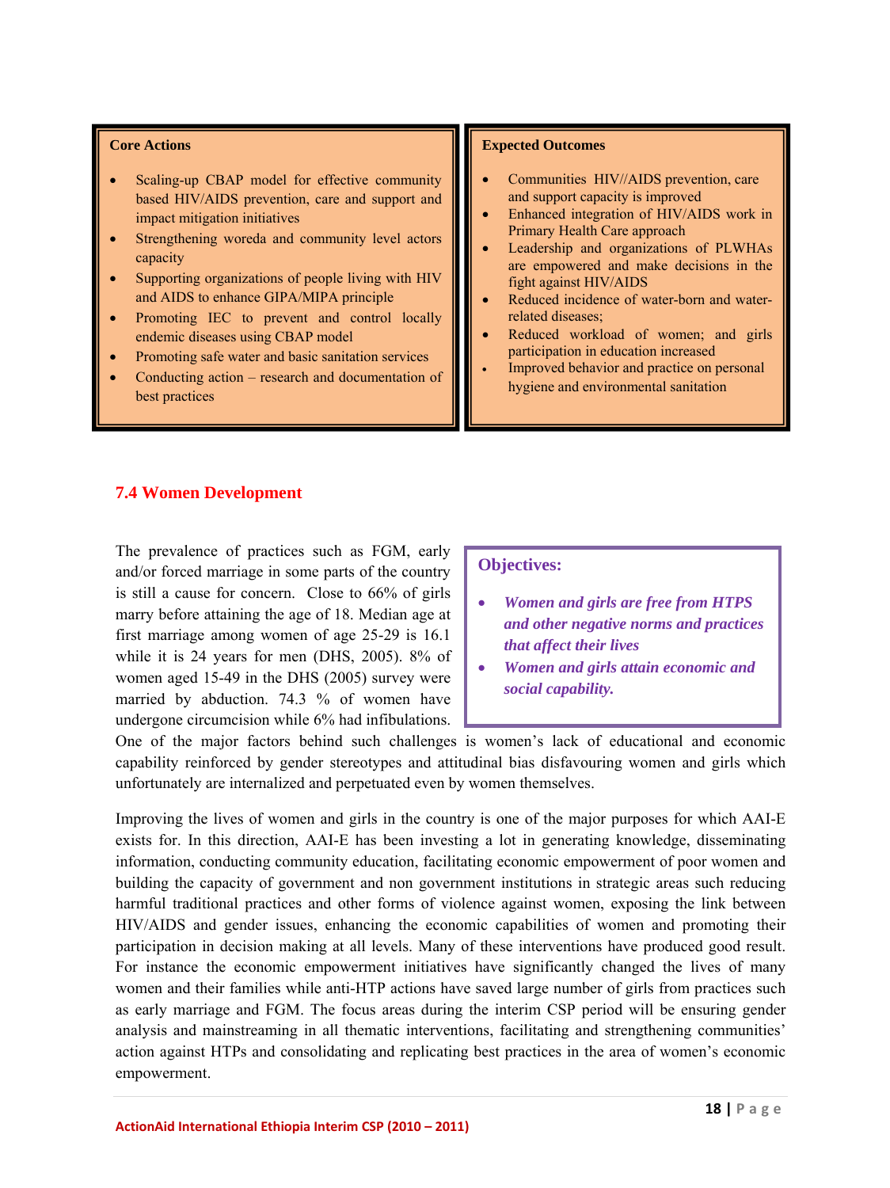**Core Actions**

- Scaling-up CBAP model for effective community based HIV/AIDS prevention, care and support and impact mitigation initiatives
- Strengthening woreda and community level actors capacity
- Supporting organizations of people living with HIV and AIDS to enhance GIPA/MIPA principle
- Promoting IEC to prevent and control locally endemic diseases using CBAP model
- Promoting safe water and basic sanitation services
- Conducting action – research and documentation of best practices

**Expected Outcomes**

- Communities HIV//AIDS prevention, care and support capacity is improved
- Enhanced integration of HIV/AIDS work in Primary Health Care approach
- Leadership and organizations of PLWHAs are empowered and make decisions in the fight against HIV/AIDS
- Reduced incidence of water-born and water-related diseases;
- Reduced workload of women; and girls participation in education increased
- Improved behavior and practice on personal hygiene and environmental sanitation

### 7.4 Women Development

**Objectives:**

- ***Women and girls are free from HTPS and other negative norms and practices that affect their lives***
- ***Women and girls attain economic and social capability.***

The prevalence of practices such as FGM, early and/or forced marriage in some parts of the country is still a cause for concern. Close to 66% of girls marry before attaining the age of 18. Median age at first marriage among women of age 25-29 is 16.1 while it is 24 years for men (DHS, 2005). 8% of women aged 15-49 in the DHS (2005) survey were married by abduction. 74.3 % of women have undergone circumcision while 6% had infibulations. One of the major factors behind such challenges is women's lack of educational and economic capability reinforced by gender stereotypes and attitudinal bias disfavouring women and girls which unfortunately are internalized and perpetuated even by women themselves.

Improving the lives of women and girls in the country is one of the major purposes for which AAI-E exists for. In this direction, AAI-E has been investing a lot in generating knowledge, disseminating information, conducting community education, facilitating economic empowerment of poor women and building the capacity of government and non government institutions in strategic areas such reducing harmful traditional practices and other forms of violence against women, exposing the link between HIV/AIDS and gender issues, enhancing the economic capabilities of women and promoting their participation in decision making at all levels. Many of these interventions have produced good result. For instance the economic empowerment initiatives have significantly changed the lives of many women and their families while anti-HTP actions have saved large number of girls from practices such as early marriage and FGM. The focus areas during the interim CSP period will be ensuring gender analysis and mainstreaming in all thematic interventions, facilitating and strengthening communities' action against HTPs and consolidating and replicating best practices in the area of women's economic empowerment.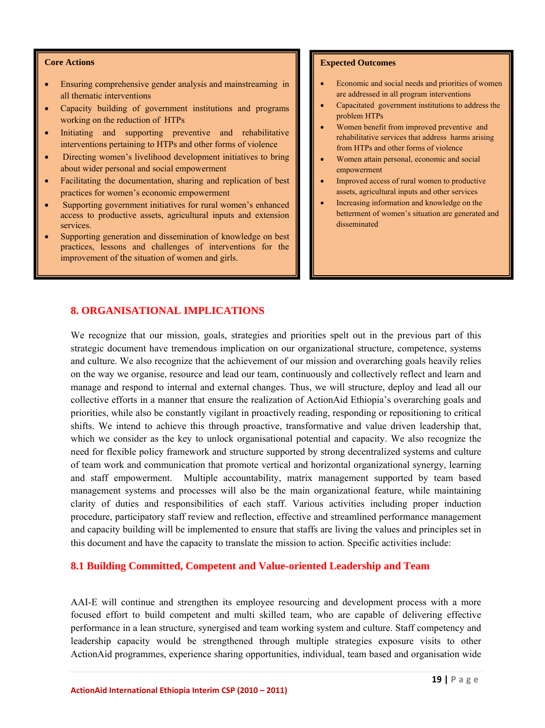**Core Actions**

- Ensuring comprehensive gender analysis and mainstreaming in all thematic interventions
- Capacity building of government institutions and programs working on the reduction of HTPs
- Initiating and supporting preventive and rehabilitative interventions pertaining to HTPs and other forms of violence
- Directing women's livelihood development initiatives to bring about wider personal and social empowerment
- Facilitating the documentation, sharing and replication of best practices for women's economic empowerment
- Supporting government initiatives for rural women's enhanced access to productive assets, agricultural inputs and extension services.
- Supporting generation and dissemination of knowledge on best practices, lessons and challenges of interventions for the improvement of the situation of women and girls.

**Expected Outcomes**

- Economic and social needs and priorities of women are addressed in all program interventions
- Capacitated government institutions to address the problem HTPs
- Women benefit from improved preventive and rehabilitative services that address harms arising from HTPs and other forms of violence
- Women attain personal, economic and social empowerment
- Improved access of rural women to productive assets, agricultural inputs and other services
- Increasing information and knowledge on the betterment of women's situation are generated and disseminated

## 8. ORGANISATIONAL IMPLICATIONS

We recognize that our mission, goals, strategies and priorities spelt out in the previous part of this strategic document have tremendous implication on our organizational structure, competence, systems and culture. We also recognize that the achievement of our mission and overarching goals heavily relies on the way we organise, resource and lead our team, continuously and collectively reflect and learn and manage and respond to internal and external changes. Thus, we will structure, deploy and lead all our collective efforts in a manner that ensure the realization of ActionAid Ethiopia's overarching goals and priorities, while also be constantly vigilant in proactively reading, responding or repositioning to critical shifts. We intend to achieve this through proactive, transformative and value driven leadership that, which we consider as the key to unlock organisational potential and capacity. We also recognize the need for flexible policy framework and structure supported by strong decentralized systems and culture of team work and communication that promote vertical and horizontal organizational synergy, learning and staff empowerment. Multiple accountability, matrix management supported by team based management systems and processes will also be the main organizational feature, while maintaining clarity of duties and responsibilities of each staff. Various activities including proper induction procedure, participatory staff review and reflection, effective and streamlined performance management and capacity building will be implemented to ensure that staffs are living the values and principles set in this document and have the capacity to translate the mission to action. Specific activities include:

### 8.1 Building Committed, Competent and Value-oriented Leadership and Team

AAI-E will continue and strengthen its employee resourcing and development process with a more focused effort to build competent and multi skilled team, who are capable of delivering effective performance in a lean structure, synergised and team working system and culture. Staff competency and leadership capacity would be strengthened through multiple strategies exposure visits to other ActionAid programmes, experience sharing opportunities, individual, team based and organisation wide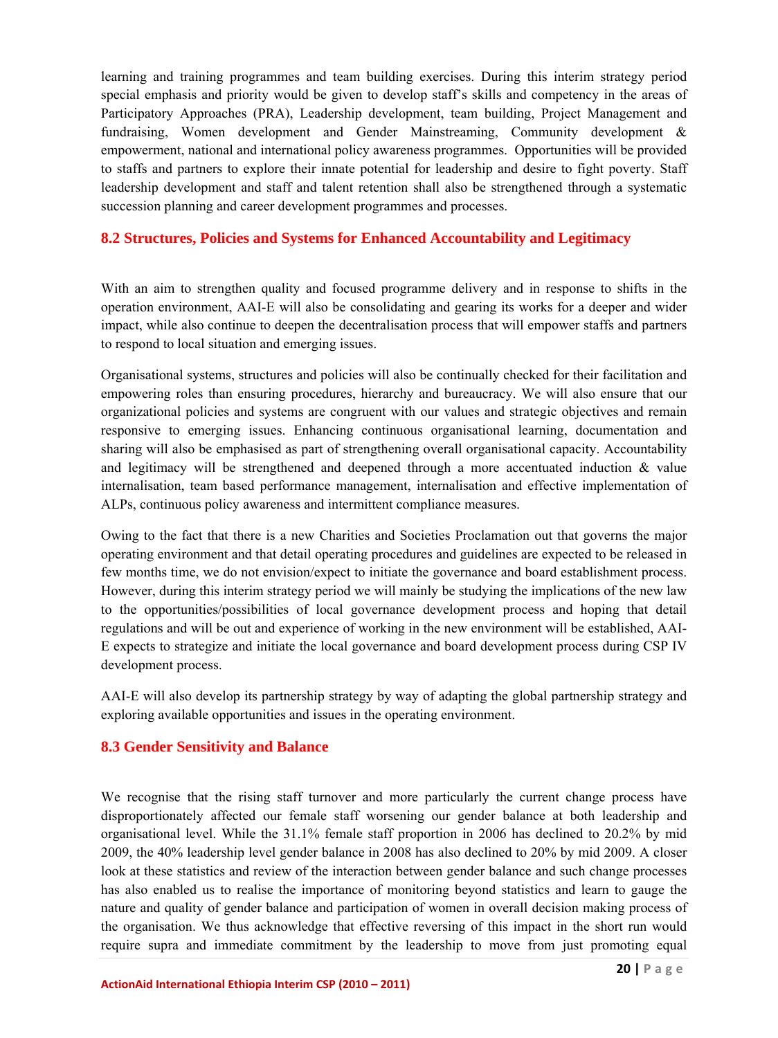learning and training programmes and team building exercises. During this interim strategy period special emphasis and priority would be given to develop staff's skills and competency in the areas of Participatory Approaches (PRA), Leadership development, team building, Project Management and fundraising, Women development and Gender Mainstreaming, Community development & empowerment, national and international policy awareness programmes. Opportunities will be provided to staffs and partners to explore their innate potential for leadership and desire to fight poverty. Staff leadership development and staff and talent retention shall also be strengthened through a systematic succession planning and career development programmes and processes.

## 8.2 Structures, Policies and Systems for Enhanced Accountability and Legitimacy

With an aim to strengthen quality and focused programme delivery and in response to shifts in the operation environment, AAI-E will also be consolidating and gearing its works for a deeper and wider impact, while also continue to deepen the decentralisation process that will empower staffs and partners to respond to local situation and emerging issues.

Organisational systems, structures and policies will also be continually checked for their facilitation and empowering roles than ensuring procedures, hierarchy and bureaucracy. We will also ensure that our organizational policies and systems are congruent with our values and strategic objectives and remain responsive to emerging issues. Enhancing continuous organisational learning, documentation and sharing will also be emphasised as part of strengthening overall organisational capacity. Accountability and legitimacy will be strengthened and deepened through a more accentuated induction & value internalisation, team based performance management, internalisation and effective implementation of ALPs, continuous policy awareness and intermittent compliance measures.

Owing to the fact that there is a new Charities and Societies Proclamation out that governs the major operating environment and that detail operating procedures and guidelines are expected to be released in few months time, we do not envision/expect to initiate the governance and board establishment process. However, during this interim strategy period we will mainly be studying the implications of the new law to the opportunities/possibilities of local governance development process and hoping that detail regulations and will be out and experience of working in the new environment will be established, AAI-E expects to strategize and initiate the local governance and board development process during CSP IV development process.

AAI-E will also develop its partnership strategy by way of adapting the global partnership strategy and exploring available opportunities and issues in the operating environment.

## 8.3 Gender Sensitivity and Balance

We recognise that the rising staff turnover and more particularly the current change process have disproportionately affected our female staff worsening our gender balance at both leadership and organisational level. While the 31.1% female staff proportion in 2006 has declined to 20.2% by mid 2009, the 40% leadership level gender balance in 2008 has also declined to 20% by mid 2009. A closer look at these statistics and review of the interaction between gender balance and such change processes has also enabled us to realise the importance of monitoring beyond statistics and learn to gauge the nature and quality of gender balance and participation of women in overall decision making process of the organisation. We thus acknowledge that effective reversing of this impact in the short run would require supra and immediate commitment by the leadership to move from just promoting equal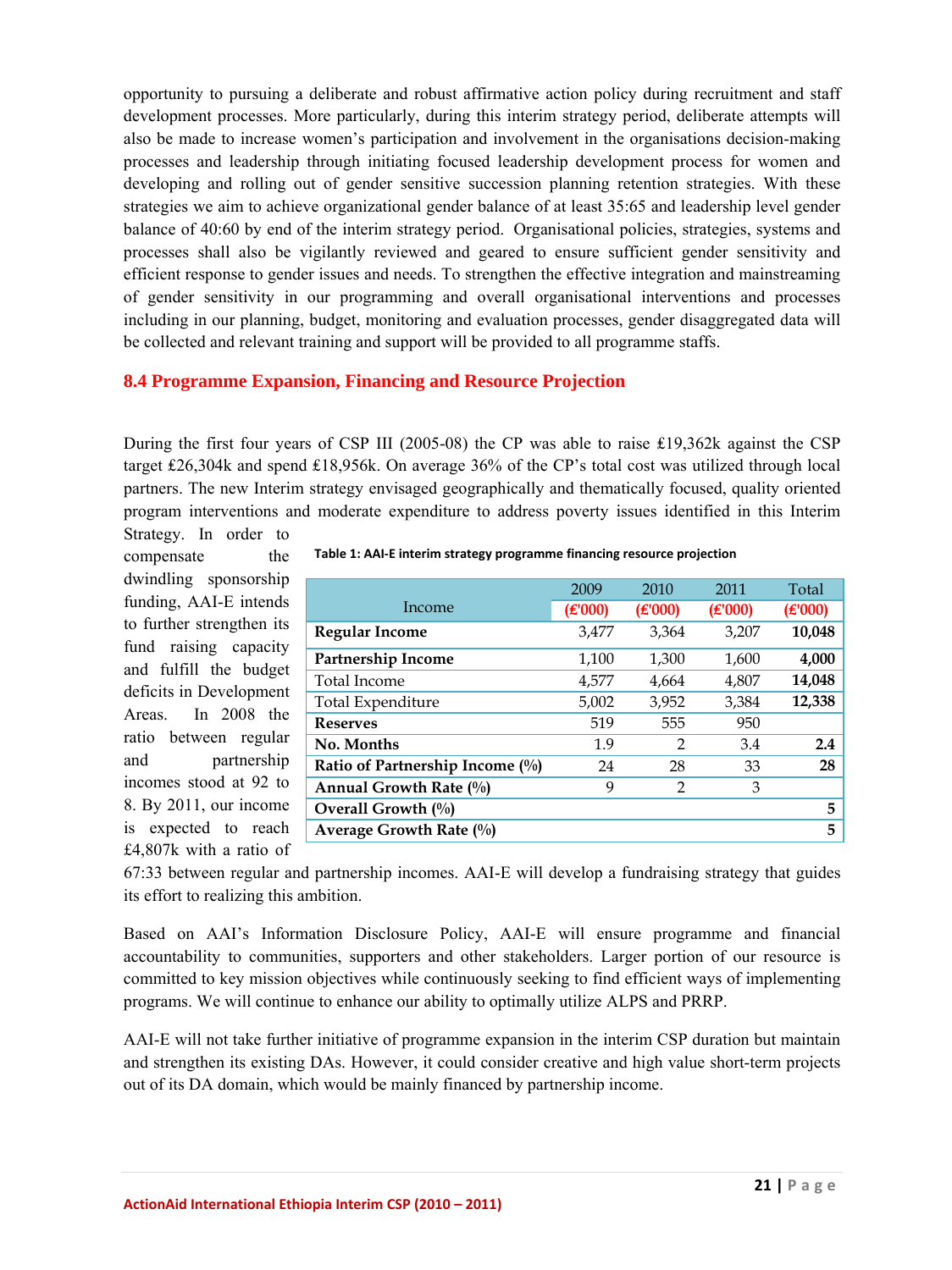opportunity to pursuing a deliberate and robust affirmative action policy during recruitment and staff development processes. More particularly, during this interim strategy period, deliberate attempts will also be made to increase women's participation and involvement in the organisations decision-making processes and leadership through initiating focused leadership development process for women and developing and rolling out of gender sensitive succession planning retention strategies. With these strategies we aim to achieve organizational gender balance of at least 35:65 and leadership level gender balance of 40:60 by end of the interim strategy period. Organisational policies, strategies, systems and processes shall also be vigilantly reviewed and geared to ensure sufficient gender sensitivity and efficient response to gender issues and needs. To strengthen the effective integration and mainstreaming of gender sensitivity in our programming and overall organisational interventions and processes including in our planning, budget, monitoring and evaluation processes, gender disaggregated data will be collected and relevant training and support will be provided to all programme staffs.

## 8.4 Programme Expansion, Financing and Resource Projection

During the first four years of CSP III (2005-08) the CP was able to raise £19,362k against the CSP target £26,304k and spend £18,956k. On average 36% of the CP's total cost was utilized through local partners. The new Interim strategy envisaged geographically and thematically focused, quality oriented program interventions and moderate expenditure to address poverty issues identified in this Interim Strategy. In order to compensate the dwindling sponsorship funding, AAI-E intends to further strengthen its fund raising capacity and fulfill the budget deficits in Development Areas. In 2008 the ratio between regular and partnership incomes stood at 92 to 8. By 2011, our income is expected to reach £4,807k with a ratio of 67:33 between regular and partnership incomes. AAI-E will develop a fundraising strategy that guides its effort to realizing this ambition.

**Table 1: AAI-E interim strategy programme financing resource projection**

| Income | 2009 (£'000) | 2010 (£'000) | 2011 (£'000) | Total (£'000) |
|---|---|---|---|---|
| **Regular Income** | 3,477 | 3,364 | 3,207 | **10,048** |
| **Partnership Income** | 1,100 | 1,300 | 1,600 | **4,000** |
| Total Income | 4,577 | 4,664 | 4,807 | **14,048** |
| Total Expenditure | 5,002 | 3,952 | 3,384 | **12,338** |
| **Reserves** | 519 | 555 | 950 | |
| **No. Months** | 1.9 | 2 | 3.4 | **2.4** |
| **Ratio of Partnership Income (%)** | 24 | 28 | 33 | **28** |
| **Annual Growth Rate (%)** | 9 | 2 | 3 | |
| **Overall Growth (%)** | | | | **5** |
| **Average Growth Rate (%)** | | | | **5** |

Based on AAI's Information Disclosure Policy, AAI-E will ensure programme and financial accountability to communities, supporters and other stakeholders. Larger portion of our resource is committed to key mission objectives while continuously seeking to find efficient ways of implementing programs. We will continue to enhance our ability to optimally utilize ALPS and PRRP.

AAI-E will not take further initiative of programme expansion in the interim CSP duration but maintain and strengthen its existing DAs. However, it could consider creative and high value short-term projects out of its DA domain, which would be mainly financed by partnership income.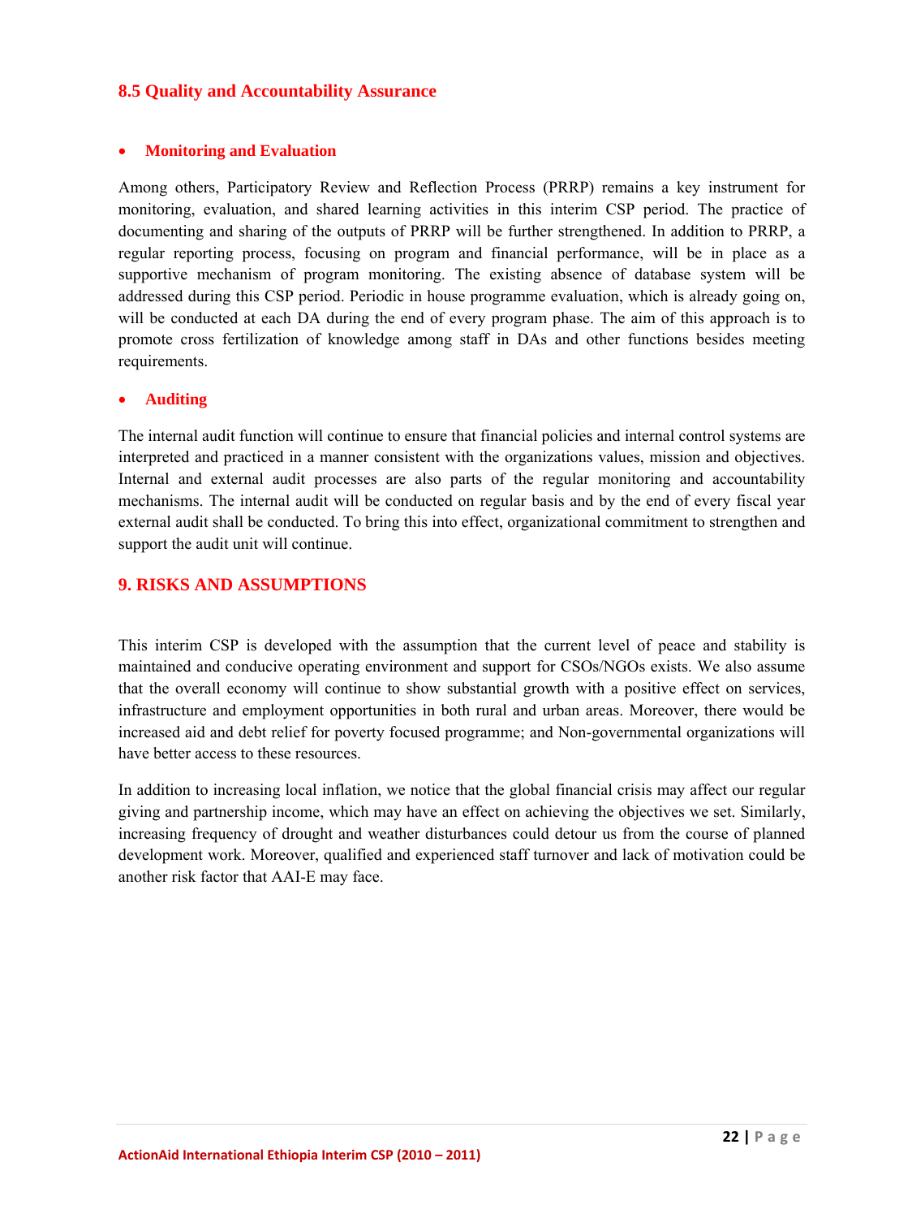## 8.5 Quality and Accountability Assurance

- **Monitoring and Evaluation**

Among others, Participatory Review and Reflection Process (PRRP) remains a key instrument for monitoring, evaluation, and shared learning activities in this interim CSP period. The practice of documenting and sharing of the outputs of PRRP will be further strengthened. In addition to PRRP, a regular reporting process, focusing on program and financial performance, will be in place as a supportive mechanism of program monitoring. The existing absence of database system will be addressed during this CSP period. Periodic in house programme evaluation, which is already going on, will be conducted at each DA during the end of every program phase. The aim of this approach is to promote cross fertilization of knowledge among staff in DAs and other functions besides meeting requirements.

- **Auditing**

The internal audit function will continue to ensure that financial policies and internal control systems are interpreted and practiced in a manner consistent with the organizations values, mission and objectives. Internal and external audit processes are also parts of the regular monitoring and accountability mechanisms. The internal audit will be conducted on regular basis and by the end of every fiscal year external audit shall be conducted. To bring this into effect, organizational commitment to strengthen and support the audit unit will continue.

# 9. RISKS AND ASSUMPTIONS

This interim CSP is developed with the assumption that the current level of peace and stability is maintained and conducive operating environment and support for CSOs/NGOs exists. We also assume that the overall economy will continue to show substantial growth with a positive effect on services, infrastructure and employment opportunities in both rural and urban areas. Moreover, there would be increased aid and debt relief for poverty focused programme; and Non-governmental organizations will have better access to these resources.

In addition to increasing local inflation, we notice that the global financial crisis may affect our regular giving and partnership income, which may have an effect on achieving the objectives we set. Similarly, increasing frequency of drought and weather disturbances could detour us from the course of planned development work. Moreover, qualified and experienced staff turnover and lack of motivation could be another risk factor that AAI-E may face.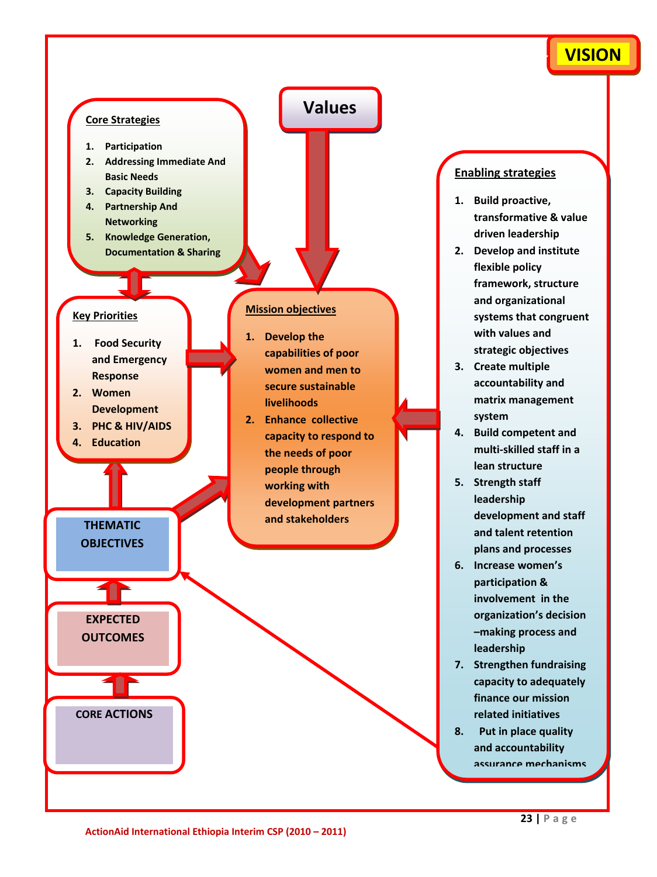**VISION**

**Values**

**Core Strategies**

1. Participation
2. Addressing Immediate And Basic Needs
3. Capacity Building
4. Partnership And Networking
5. Knowledge Generation, Documentation & Sharing

**Key Priorities**

1. Food Security and Emergency Response
2. Women Development
3. PHC & HIV/AIDS
4. Education

**Mission objectives**

1. Develop the capabilities of poor women and men to secure sustainable livelihoods
2. Enhance collective capacity to respond to the needs of poor people through working with development partners and stakeholders

**Enabling strategies**

1. Build proactive, transformative & value driven leadership
2. Develop and institute flexible policy framework, structure and organizational systems that congruent with values and strategic objectives
3. Create multiple accountability and matrix management system
4. Build competent and multi-skilled staff in a lean structure
5. Strength staff leadership development and staff and talent retention plans and processes
6. Increase women's participation & involvement in the organization's decision –making process and leadership
7. Strengthen fundraising capacity to adequately finance our mission related initiatives
8. Put in place quality and accountability assurance mechanisms

**THEMATIC OBJECTIVES**

**EXPECTED OUTCOMES**

**CORE ACTIONS**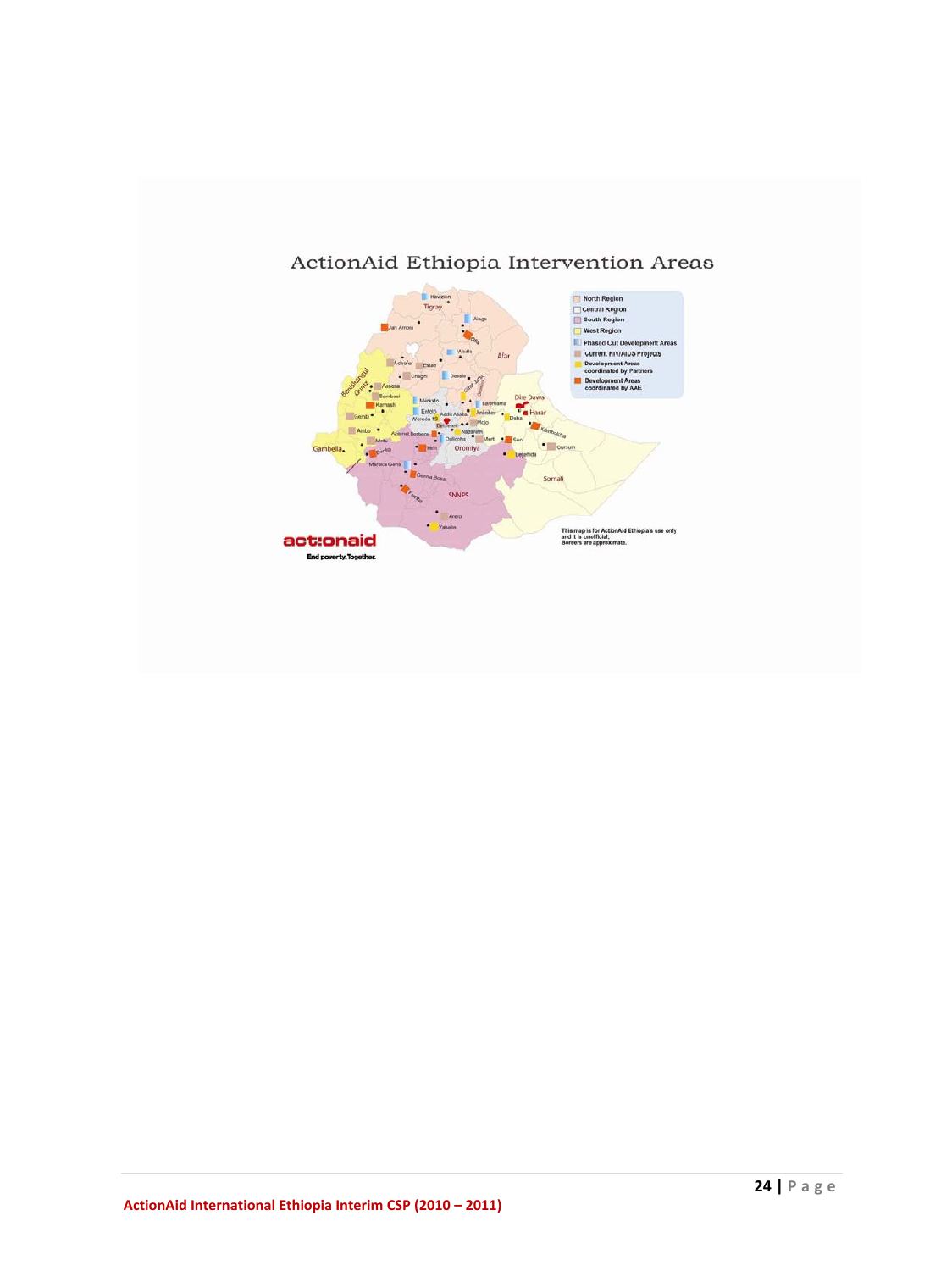## ActionAid Ethiopia Intervention Areas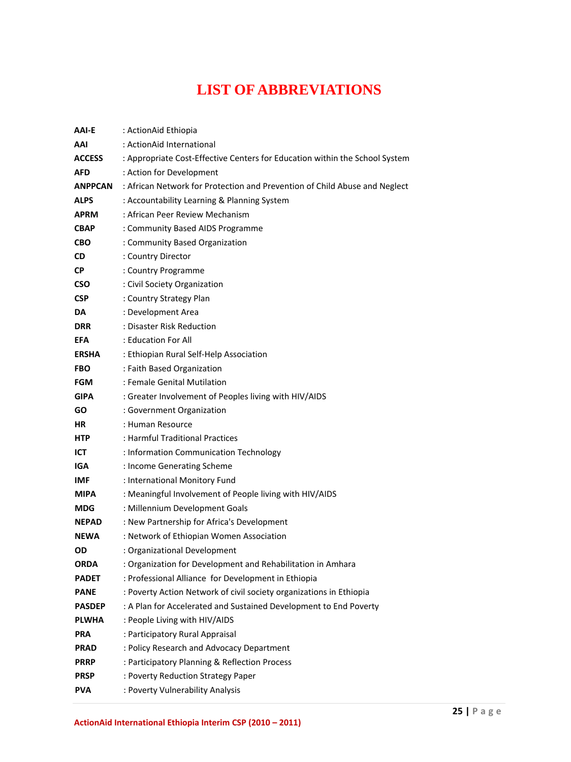# LIST OF ABBREVIATIONS

| | |
|---|---|
| **AAI-E** | : ActionAid Ethiopia |
| **AAI** | : ActionAid International |
| **ACCESS** | : Appropriate Cost-Effective Centers for Education within the School System |
| **AFD** | : Action for Development |
| **ANPPCAN** | : African Network for Protection and Prevention of Child Abuse and Neglect |
| **ALPS** | : Accountability Learning & Planning System |
| **APRM** | : African Peer Review Mechanism |
| **CBAP** | : Community Based AIDS Programme |
| **CBO** | : Community Based Organization |
| **CD** | : Country Director |
| **CP** | : Country Programme |
| **CSO** | : Civil Society Organization |
| **CSP** | : Country Strategy Plan |
| **DA** | : Development Area |
| **DRR** | : Disaster Risk Reduction |
| **EFA** | : Education For All |
| **ERSHA** | : Ethiopian Rural Self-Help Association |
| **FBO** | : Faith Based Organization |
| **FGM** | : Female Genital Mutilation |
| **GIPA** | : Greater Involvement of Peoples living with HIV/AIDS |
| **GO** | : Government Organization |
| **HR** | : Human Resource |
| **HTP** | : Harmful Traditional Practices |
| **ICT** | : Information Communication Technology |
| **IGA** | : Income Generating Scheme |
| **IMF** | : International Monitory Fund |
| **MIPA** | : Meaningful Involvement of People living with HIV/AIDS |
| **MDG** | : Millennium Development Goals |
| **NEPAD** | : New Partnership for Africa's Development |
| **NEWA** | : Network of Ethiopian Women Association |
| **OD** | : Organizational Development |
| **ORDA** | : Organization for Development and Rehabilitation in Amhara |
| **PADET** | : Professional Alliance for Development in Ethiopia |
| **PANE** | : Poverty Action Network of civil society organizations in Ethiopia |
| **PASDEP** | : A Plan for Accelerated and Sustained Development to End Poverty |
| **PLWHA** | : People Living with HIV/AIDS |
| **PRA** | : Participatory Rural Appraisal |
| **PRAD** | : Policy Research and Advocacy Department |
| **PRRP** | : Participatory Planning & Reflection Process |
| **PRSP** | : Poverty Reduction Strategy Paper |
| **PVA** | : Poverty Vulnerability Analysis |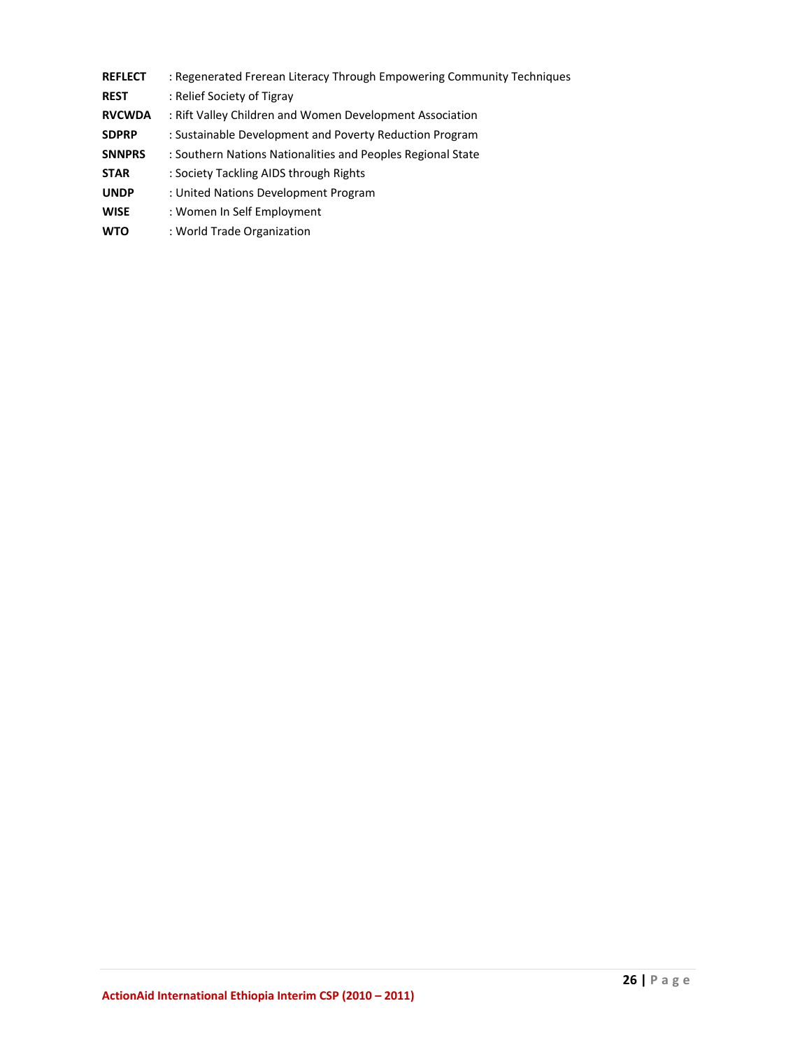| | |
|---|---|
| **REFLECT** | : Regenerated Frerean Literacy Through Empowering Community Techniques |
| **REST** | : Relief Society of Tigray |
| **RVCWDA** | : Rift Valley Children and Women Development Association |
| **SDPRP** | : Sustainable Development and Poverty Reduction Program |
| **SNNPRS** | : Southern Nations Nationalities and Peoples Regional State |
| **STAR** | : Society Tackling AIDS through Rights |
| **UNDP** | : United Nations Development Program |
| **WISE** | : Women In Self Employment |
| **WTO** | : World Trade Organization |